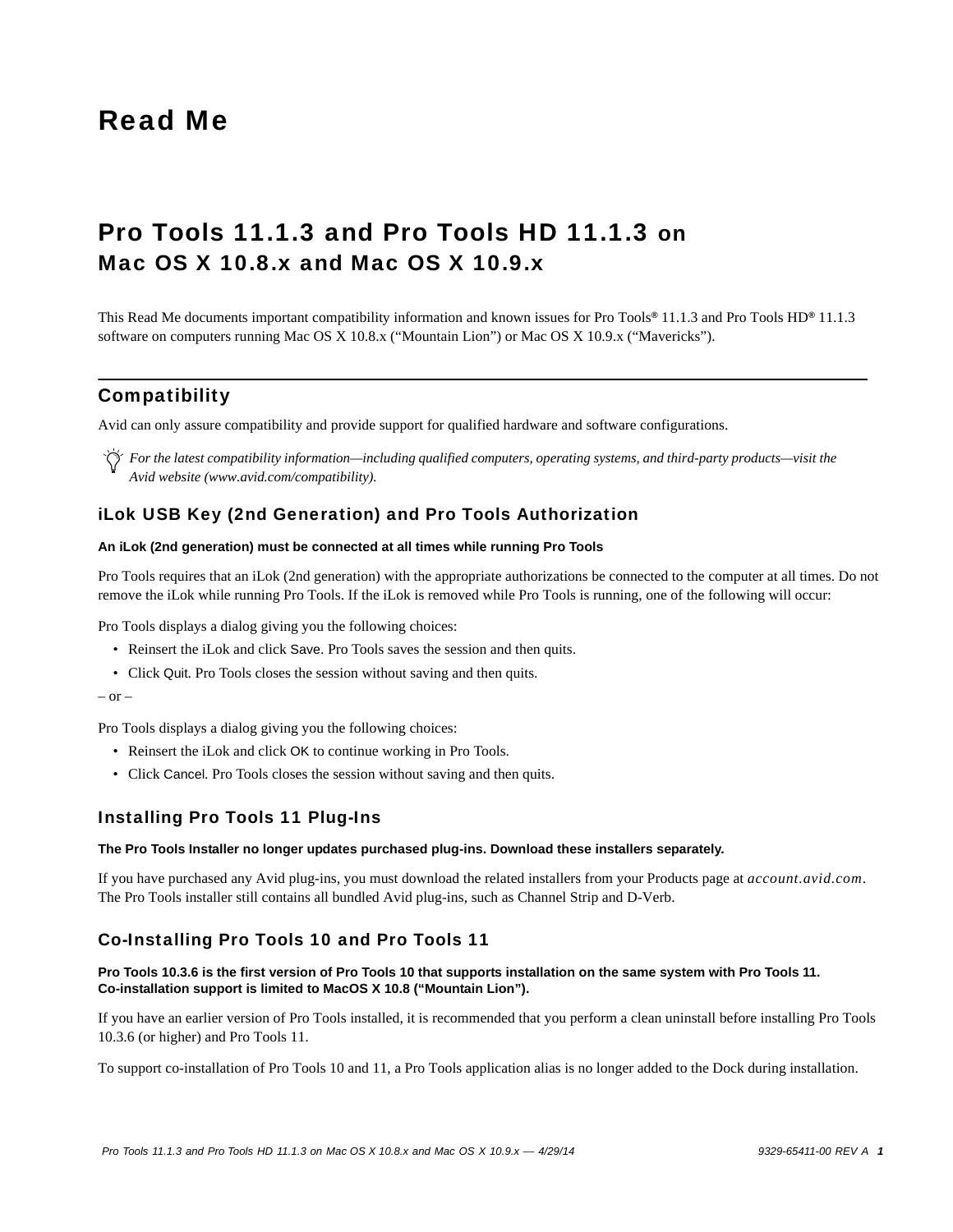# Read Me

## Pro Tools 11.1.3 and Pro Tools HD 11.1.3 on Mac OS X 10.8.x and Mac OS X 10.9.x

This Read Me documents important compatibility information and known issues for Pro Tools® 11.1.3 and Pro Tools HD® 11.1.3 software on computers running Mac OS X 10.8.x (“Mountain Lion”) or Mac OS X 10.9.x (“Mavericks”).

## Compatibility

Avid can only assure compatibility and provide support for qualified hardware and software configurations.

*For the latest compatibility information—including qualified computers, operating systems, and third-party products—visit the Avid website (www.avid.com/compatibility).*

### iLok USB Key (2nd Generation) and Pro Tools Authorization

**An iLok (2nd generation) must be connected at all times while running Pro Tools**

Pro Tools requires that an iLok (2nd generation) with the appropriate authorizations be connected to the computer at all times. Do not remove the iLok while running Pro Tools. If the iLok is removed while Pro Tools is running, one of the following will occur:

Pro Tools displays a dialog giving you the following choices:

- Reinsert the iLok and click Save. Pro Tools saves the session and then quits.
- Click Quit. Pro Tools closes the session without saving and then quits.

– or –

Pro Tools displays a dialog giving you the following choices:

- Reinsert the iLok and click OK to continue working in Pro Tools.
- Click Cancel. Pro Tools closes the session without saving and then quits.

### Installing Pro Tools 11 Plug-Ins

**The Pro Tools Installer no longer updates purchased plug-ins. Download these installers separately.**

If you have purchased any Avid plug-ins, you must download the related installers from your Products page at *account.avid.com*. The Pro Tools installer still contains all bundled Avid plug-ins, such as Channel Strip and D-Verb.

### Co-Installing Pro Tools 10 and Pro Tools 11

**Pro Tools 10.3.6 is the first version of Pro Tools 10 that supports installation on the same system with Pro Tools 11. Co-installation support is limited to MacOS X 10.8 (“Mountain Lion”).**

If you have an earlier version of Pro Tools installed, it is recommended that you perform a clean uninstall before installing Pro Tools 10.3.6 (or higher) and Pro Tools 11.

To support co-installation of Pro Tools 10 and 11, a Pro Tools application alias is no longer added to the Dock during installation.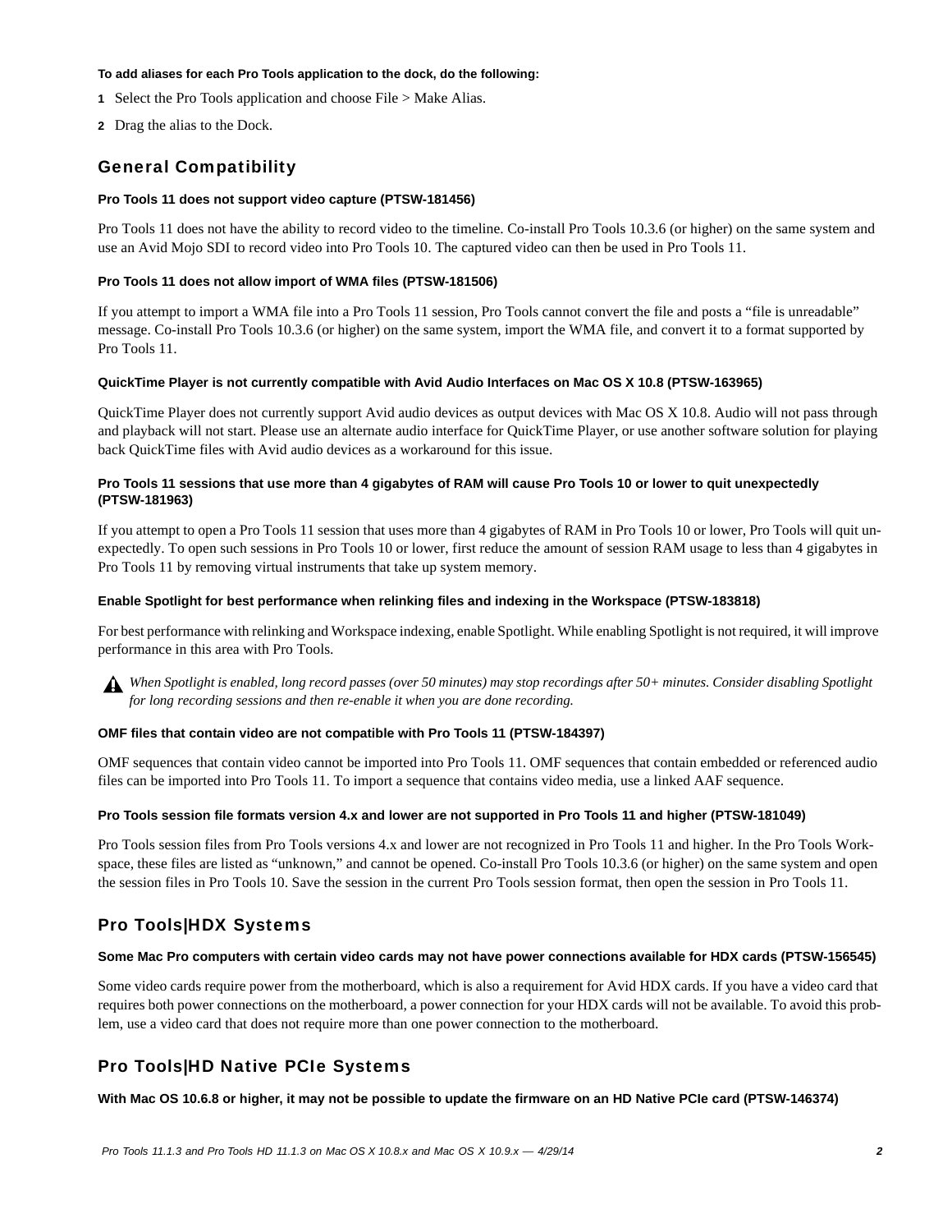**To add aliases for each Pro Tools application to the dock, do the following:**

1. Select the Pro Tools application and choose File > Make Alias.
2. Drag the alias to the Dock.

## General Compatibility

#### Pro Tools 11 does not support video capture (PTSW-181456)

Pro Tools 11 does not have the ability to record video to the timeline. Co-install Pro Tools 10.3.6 (or higher) on the same system and use an Avid Mojo SDI to record video into Pro Tools 10. The captured video can then be used in Pro Tools 11.

#### Pro Tools 11 does not allow import of WMA files (PTSW-181506)

If you attempt to import a WMA file into a Pro Tools 11 session, Pro Tools cannot convert the file and posts a "file is unreadable" message. Co-install Pro Tools 10.3.6 (or higher) on the same system, import the WMA file, and convert it to a format supported by Pro Tools 11.

#### QuickTime Player is not currently compatible with Avid Audio Interfaces on Mac OS X 10.8 (PTSW-163965)

QuickTime Player does not currently support Avid audio devices as output devices with Mac OS X 10.8. Audio will not pass through and playback will not start. Please use an alternate audio interface for QuickTime Player, or use another software solution for playing back QuickTime files with Avid audio devices as a workaround for this issue.

#### Pro Tools 11 sessions that use more than 4 gigabytes of RAM will cause Pro Tools 10 or lower to quit unexpectedly (PTSW-181963)

If you attempt to open a Pro Tools 11 session that uses more than 4 gigabytes of RAM in Pro Tools 10 or lower, Pro Tools will quit unexpectedly. To open such sessions in Pro Tools 10 or lower, first reduce the amount of session RAM usage to less than 4 gigabytes in Pro Tools 11 by removing virtual instruments that take up system memory.

#### Enable Spotlight for best performance when relinking files and indexing in the Workspace (PTSW-183818)

For best performance with relinking and Workspace indexing, enable Spotlight. While enabling Spotlight is not required, it will improve performance in this area with Pro Tools.

> ⚠ *When Spotlight is enabled, long record passes (over 50 minutes) may stop recordings after 50+ minutes. Consider disabling Spotlight for long recording sessions and then re-enable it when you are done recording.*

#### OMF files that contain video are not compatible with Pro Tools 11 (PTSW-184397)

OMF sequences that contain video cannot be imported into Pro Tools 11. OMF sequences that contain embedded or referenced audio files can be imported into Pro Tools 11. To import a sequence that contains video media, use a linked AAF sequence.

#### Pro Tools session file formats version 4.x and lower are not supported in Pro Tools 11 and higher (PTSW-181049)

Pro Tools session files from Pro Tools versions 4.x and lower are not recognized in Pro Tools 11 and higher. In the Pro Tools Workspace, these files are listed as "unknown," and cannot be opened. Co-install Pro Tools 10.3.6 (or higher) on the same system and open the session files in Pro Tools 10. Save the session in the current Pro Tools session format, then open the session in Pro Tools 11.

## Pro Tools|HDX Systems

#### Some Mac Pro computers with certain video cards may not have power connections available for HDX cards (PTSW-156545)

Some video cards require power from the motherboard, which is also a requirement for Avid HDX cards. If you have a video card that requires both power connections on the motherboard, a power connection for your HDX cards will not be available. To avoid this problem, use a video card that does not require more than one power connection to the motherboard.

## Pro Tools|HD Native PCIe Systems

#### With Mac OS 10.6.8 or higher, it may not be possible to update the firmware on an HD Native PCIe card (PTSW-146374)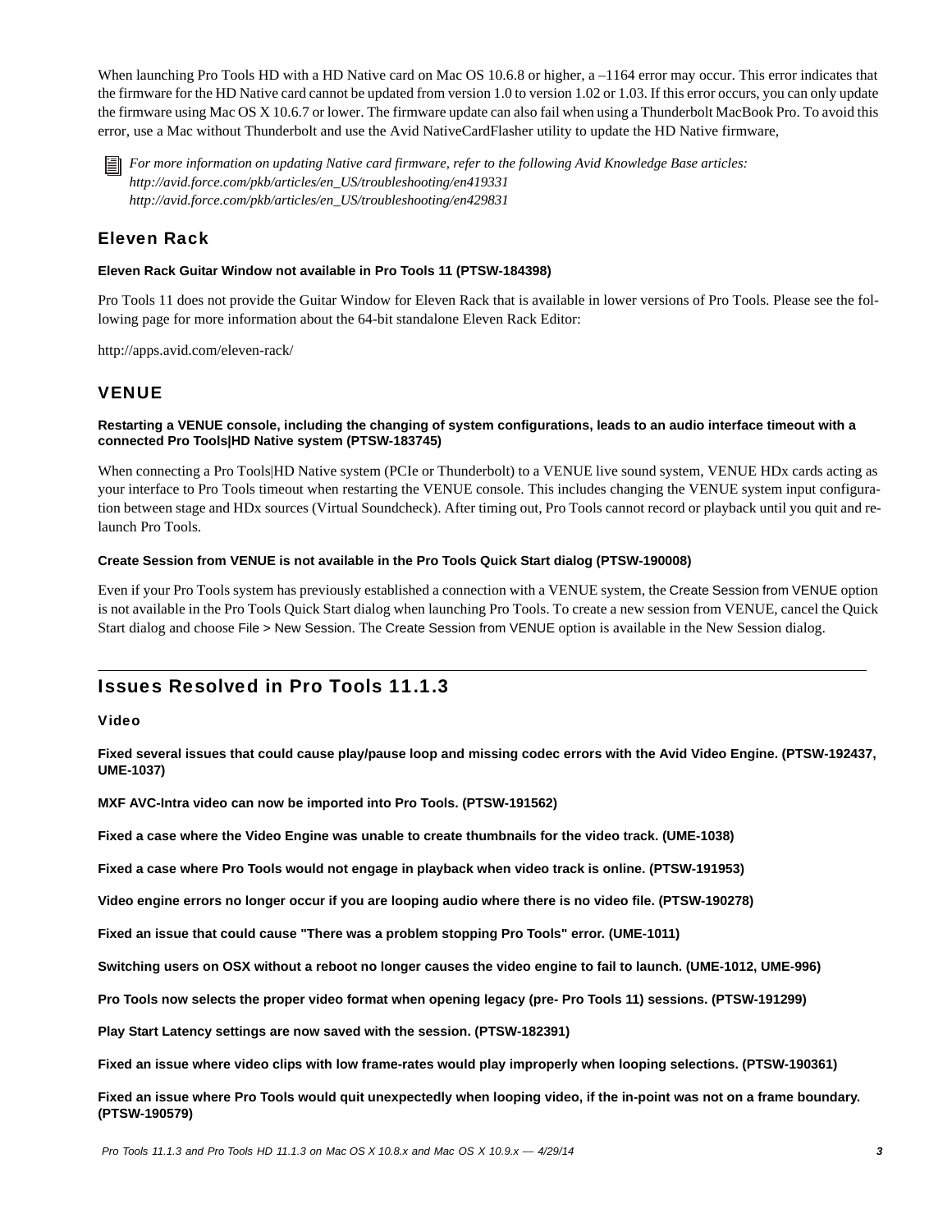When launching Pro Tools HD with a HD Native card on Mac OS 10.6.8 or higher, a –1164 error may occur. This error indicates that the firmware for the HD Native card cannot be updated from version 1.0 to version 1.02 or 1.03. If this error occurs, you can only update the firmware using Mac OS X 10.6.7 or lower. The firmware update can also fail when using a Thunderbolt MacBook Pro. To avoid this error, use a Mac without Thunderbolt and use the Avid NativeCardFlasher utility to update the HD Native firmware,

*For more information on updating Native card firmware, refer to the following Avid Knowledge Base articles:*
*http://avid.force.com/pkb/articles/en_US/troubleshooting/en419331*
*http://avid.force.com/pkb/articles/en_US/troubleshooting/en429831*

### Eleven Rack

#### Eleven Rack Guitar Window not available in Pro Tools 11 (PTSW-184398)

Pro Tools 11 does not provide the Guitar Window for Eleven Rack that is available in lower versions of Pro Tools. Please see the following page for more information about the 64-bit standalone Eleven Rack Editor:

http://apps.avid.com/eleven-rack/

### VENUE

#### Restarting a VENUE console, including the changing of system configurations, leads to an audio interface timeout with a connected Pro Tools|HD Native system (PTSW-183745)

When connecting a Pro Tools|HD Native system (PCIe or Thunderbolt) to a VENUE live sound system, VENUE HDx cards acting as your interface to Pro Tools timeout when restarting the VENUE console. This includes changing the VENUE system input configuration between stage and HDx sources (Virtual Soundcheck). After timing out, Pro Tools cannot record or playback until you quit and re-launch Pro Tools.

#### Create Session from VENUE is not available in the Pro Tools Quick Start dialog (PTSW-190008)

Even if your Pro Tools system has previously established a connection with a VENUE system, the Create Session from VENUE option is not available in the Pro Tools Quick Start dialog when launching Pro Tools. To create a new session from VENUE, cancel the Quick Start dialog and choose File > New Session. The Create Session from VENUE option is available in the New Session dialog.

---

## Issues Resolved in Pro Tools 11.1.3

### Video

**Fixed several issues that could cause play/pause loop and missing codec errors with the Avid Video Engine. (PTSW-192437, UME-1037)**

**MXF AVC-Intra video can now be imported into Pro Tools. (PTSW-191562)**

**Fixed a case where the Video Engine was unable to create thumbnails for the video track. (UME-1038)**

**Fixed a case where Pro Tools would not engage in playback when video track is online. (PTSW-191953)**

**Video engine errors no longer occur if you are looping audio where there is no video file. (PTSW-190278)**

**Fixed an issue that could cause "There was a problem stopping Pro Tools" error. (UME-1011)**

**Switching users on OSX without a reboot no longer causes the video engine to fail to launch. (UME-1012, UME-996)**

**Pro Tools now selects the proper video format when opening legacy (pre- Pro Tools 11) sessions. (PTSW-191299)**

**Play Start Latency settings are now saved with the session. (PTSW-182391)**

**Fixed an issue where video clips with low frame-rates would play improperly when looping selections. (PTSW-190361)**

**Fixed an issue where Pro Tools would quit unexpectedly when looping video, if the in-point was not on a frame boundary. (PTSW-190579)**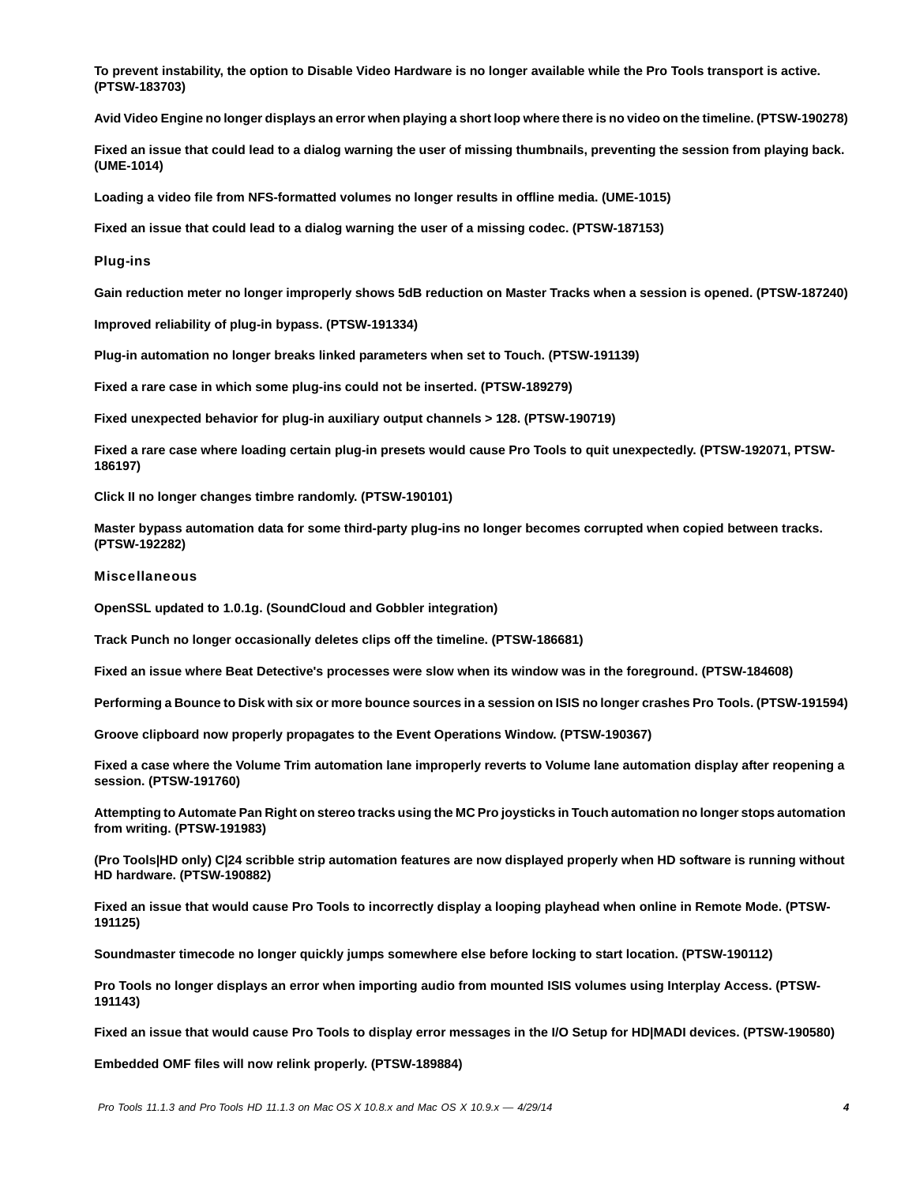**To prevent instability, the option to Disable Video Hardware is no longer available while the Pro Tools transport is active. (PTSW-183703)**

**Avid Video Engine no longer displays an error when playing a short loop where there is no video on the timeline. (PTSW-190278)**

**Fixed an issue that could lead to a dialog warning the user of missing thumbnails, preventing the session from playing back. (UME-1014)**

**Loading a video file from NFS-formatted volumes no longer results in offline media. (UME-1015)**

**Fixed an issue that could lead to a dialog warning the user of a missing codec. (PTSW-187153)**

### Plug-ins

**Gain reduction meter no longer improperly shows 5dB reduction on Master Tracks when a session is opened. (PTSW-187240)**

**Improved reliability of plug-in bypass. (PTSW-191334)**

**Plug-in automation no longer breaks linked parameters when set to Touch. (PTSW-191139)**

**Fixed a rare case in which some plug-ins could not be inserted. (PTSW-189279)**

**Fixed unexpected behavior for plug-in auxiliary output channels > 128. (PTSW-190719)**

**Fixed a rare case where loading certain plug-in presets would cause Pro Tools to quit unexpectedly. (PTSW-192071, PTSW-186197)**

**Click II no longer changes timbre randomly. (PTSW-190101)**

**Master bypass automation data for some third-party plug-ins no longer becomes corrupted when copied between tracks. (PTSW-192282)**

### Miscellaneous

**OpenSSL updated to 1.0.1g. (SoundCloud and Gobbler integration)**

**Track Punch no longer occasionally deletes clips off the timeline. (PTSW-186681)**

**Fixed an issue where Beat Detective's processes were slow when its window was in the foreground. (PTSW-184608)**

**Performing a Bounce to Disk with six or more bounce sources in a session on ISIS no longer crashes Pro Tools. (PTSW-191594)**

**Groove clipboard now properly propagates to the Event Operations Window. (PTSW-190367)**

**Fixed a case where the Volume Trim automation lane improperly reverts to Volume lane automation display after reopening a session. (PTSW-191760)**

**Attempting to Automate Pan Right on stereo tracks using the MC Pro joysticks in Touch automation no longer stops automation from writing. (PTSW-191983)**

**(Pro Tools|HD only) C|24 scribble strip automation features are now displayed properly when HD software is running without HD hardware. (PTSW-190882)**

**Fixed an issue that would cause Pro Tools to incorrectly display a looping playhead when online in Remote Mode. (PTSW-191125)**

**Soundmaster timecode no longer quickly jumps somewhere else before locking to start location. (PTSW-190112)**

**Pro Tools no longer displays an error when importing audio from mounted ISIS volumes using Interplay Access. (PTSW-191143)**

**Fixed an issue that would cause Pro Tools to display error messages in the I/O Setup for HD|MADI devices. (PTSW-190580)**

**Embedded OMF files will now relink properly. (PTSW-189884)**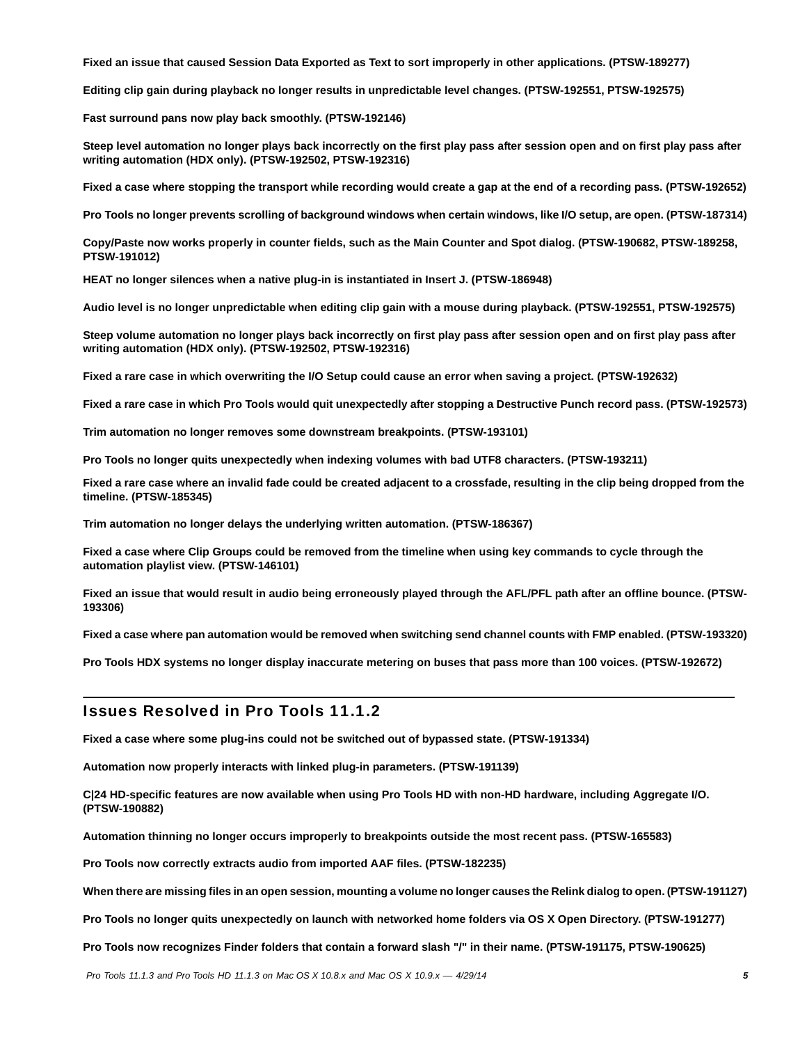**Fixed an issue that caused Session Data Exported as Text to sort improperly in other applications. (PTSW-189277)**

**Editing clip gain during playback no longer results in unpredictable level changes. (PTSW-192551, PTSW-192575)**

**Fast surround pans now play back smoothly. (PTSW-192146)**

**Steep level automation no longer plays back incorrectly on the first play pass after session open and on first play pass after writing automation (HDX only). (PTSW-192502, PTSW-192316)**

**Fixed a case where stopping the transport while recording would create a gap at the end of a recording pass. (PTSW-192652)**

**Pro Tools no longer prevents scrolling of background windows when certain windows, like I/O setup, are open. (PTSW-187314)**

**Copy/Paste now works properly in counter fields, such as the Main Counter and Spot dialog. (PTSW-190682, PTSW-189258, PTSW-191012)**

**HEAT no longer silences when a native plug-in is instantiated in Insert J. (PTSW-186948)**

**Audio level is no longer unpredictable when editing clip gain with a mouse during playback. (PTSW-192551, PTSW-192575)**

**Steep volume automation no longer plays back incorrectly on first play pass after session open and on first play pass after writing automation (HDX only). (PTSW-192502, PTSW-192316)**

**Fixed a rare case in which overwriting the I/O Setup could cause an error when saving a project. (PTSW-192632)**

**Fixed a rare case in which Pro Tools would quit unexpectedly after stopping a Destructive Punch record pass. (PTSW-192573)**

**Trim automation no longer removes some downstream breakpoints. (PTSW-193101)**

**Pro Tools no longer quits unexpectedly when indexing volumes with bad UTF8 characters. (PTSW-193211)**

**Fixed a rare case where an invalid fade could be created adjacent to a crossfade, resulting in the clip being dropped from the timeline. (PTSW-185345)**

**Trim automation no longer delays the underlying written automation. (PTSW-186367)**

**Fixed a case where Clip Groups could be removed from the timeline when using key commands to cycle through the automation playlist view. (PTSW-146101)**

**Fixed an issue that would result in audio being erroneously played through the AFL/PFL path after an offline bounce. (PTSW-193306)**

**Fixed a case where pan automation would be removed when switching send channel counts with FMP enabled. (PTSW-193320)**

**Pro Tools HDX systems no longer display inaccurate metering on buses that pass more than 100 voices. (PTSW-192672)**

## Issues Resolved in Pro Tools 11.1.2

**Fixed a case where some plug-ins could not be switched out of bypassed state. (PTSW-191334)**

**Automation now properly interacts with linked plug-in parameters. (PTSW-191139)**

**C|24 HD-specific features are now available when using Pro Tools HD with non-HD hardware, including Aggregate I/O. (PTSW-190882)**

**Automation thinning no longer occurs improperly to breakpoints outside the most recent pass. (PTSW-165583)**

**Pro Tools now correctly extracts audio from imported AAF files. (PTSW-182235)**

**When there are missing files in an open session, mounting a volume no longer causes the Relink dialog to open. (PTSW-191127)**

**Pro Tools no longer quits unexpectedly on launch with networked home folders via OS X Open Directory. (PTSW-191277)**

**Pro Tools now recognizes Finder folders that contain a forward slash "/" in their name. (PTSW-191175, PTSW-190625)**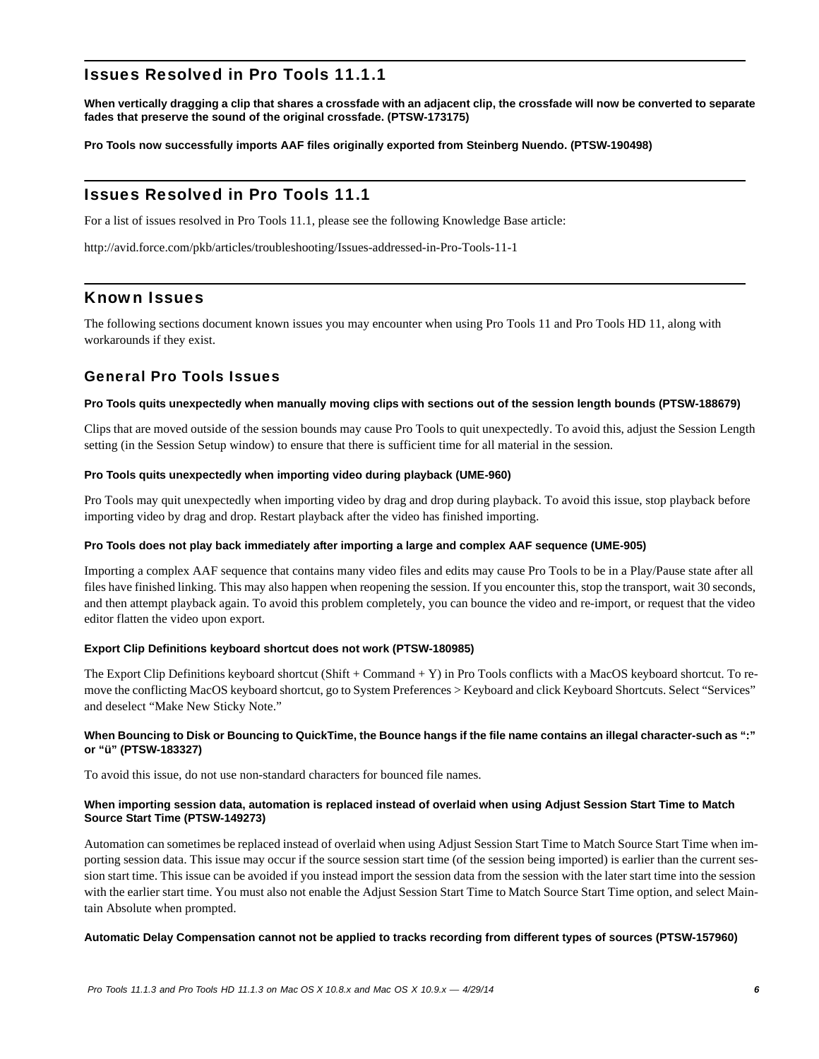## Issues Resolved in Pro Tools 11.1.1

**When vertically dragging a clip that shares a crossfade with an adjacent clip, the crossfade will now be converted to separate fades that preserve the sound of the original crossfade. (PTSW-173175)**

**Pro Tools now successfully imports AAF files originally exported from Steinberg Nuendo. (PTSW-190498)**

## Issues Resolved in Pro Tools 11.1

For a list of issues resolved in Pro Tools 11.1, please see the following Knowledge Base article:

http://avid.force.com/pkb/articles/troubleshooting/Issues-addressed-in-Pro-Tools-11-1

## Known Issues

The following sections document known issues you may encounter when using Pro Tools 11 and Pro Tools HD 11, along with workarounds if they exist.

### General Pro Tools Issues

**Pro Tools quits unexpectedly when manually moving clips with sections out of the session length bounds (PTSW-188679)**

Clips that are moved outside of the session bounds may cause Pro Tools to quit unexpectedly. To avoid this, adjust the Session Length setting (in the Session Setup window) to ensure that there is sufficient time for all material in the session.

**Pro Tools quits unexpectedly when importing video during playback (UME-960)**

Pro Tools may quit unexpectedly when importing video by drag and drop during playback. To avoid this issue, stop playback before importing video by drag and drop. Restart playback after the video has finished importing.

**Pro Tools does not play back immediately after importing a large and complex AAF sequence (UME-905)**

Importing a complex AAF sequence that contains many video files and edits may cause Pro Tools to be in a Play/Pause state after all files have finished linking. This may also happen when reopening the session. If you encounter this, stop the transport, wait 30 seconds, and then attempt playback again. To avoid this problem completely, you can bounce the video and re-import, or request that the video editor flatten the video upon export.

**Export Clip Definitions keyboard shortcut does not work (PTSW-180985)**

The Export Clip Definitions keyboard shortcut (Shift + Command + Y) in Pro Tools conflicts with a MacOS keyboard shortcut. To remove the conflicting MacOS keyboard shortcut, go to System Preferences > Keyboard and click Keyboard Shortcuts. Select “Services” and deselect “Make New Sticky Note.”

**When Bouncing to Disk or Bouncing to QuickTime, the Bounce hangs if the file name contains an illegal character-such as “:” or “ü” (PTSW-183327)**

To avoid this issue, do not use non-standard characters for bounced file names.

**When importing session data, automation is replaced instead of overlaid when using Adjust Session Start Time to Match Source Start Time (PTSW-149273)**

Automation can sometimes be replaced instead of overlaid when using Adjust Session Start Time to Match Source Start Time when importing session data. This issue may occur if the source session start time (of the session being imported) is earlier than the current session start time. This issue can be avoided if you instead import the session data from the session with the later start time into the session with the earlier start time. You must also not enable the Adjust Session Start Time to Match Source Start Time option, and select Maintain Absolute when prompted.

**Automatic Delay Compensation cannot not be applied to tracks recording from different types of sources (PTSW-157960)**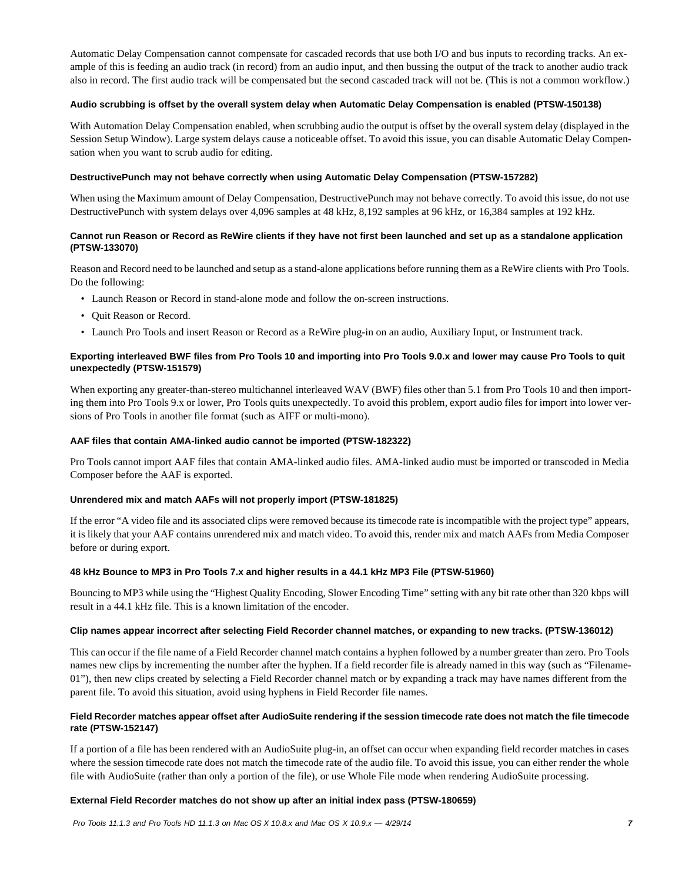Automatic Delay Compensation cannot compensate for cascaded records that use both I/O and bus inputs to recording tracks. An example of this is feeding an audio track (in record) from an audio input, and then bussing the output of the track to another audio track also in record. The first audio track will be compensated but the second cascaded track will not be. (This is not a common workflow.)

#### Audio scrubbing is offset by the overall system delay when Automatic Delay Compensation is enabled (PTSW-150138)

With Automation Delay Compensation enabled, when scrubbing audio the output is offset by the overall system delay (displayed in the Session Setup Window). Large system delays cause a noticeable offset. To avoid this issue, you can disable Automatic Delay Compensation when you want to scrub audio for editing.

#### DestructivePunch may not behave correctly when using Automatic Delay Compensation (PTSW-157282)

When using the Maximum amount of Delay Compensation, DestructivePunch may not behave correctly. To avoid this issue, do not use DestructivePunch with system delays over 4,096 samples at 48 kHz, 8,192 samples at 96 kHz, or 16,384 samples at 192 kHz.

#### Cannot run Reason or Record as ReWire clients if they have not first been launched and set up as a standalone application (PTSW-133070)

Reason and Record need to be launched and setup as a stand-alone applications before running them as a ReWire clients with Pro Tools. Do the following:

- Launch Reason or Record in stand-alone mode and follow the on-screen instructions.
- Quit Reason or Record.
- Launch Pro Tools and insert Reason or Record as a ReWire plug-in on an audio, Auxiliary Input, or Instrument track.

#### Exporting interleaved BWF files from Pro Tools 10 and importing into Pro Tools 9.0.x and lower may cause Pro Tools to quit unexpectedly (PTSW-151579)

When exporting any greater-than-stereo multichannel interleaved WAV (BWF) files other than 5.1 from Pro Tools 10 and then importing them into Pro Tools 9.x or lower, Pro Tools quits unexpectedly. To avoid this problem, export audio files for import into lower versions of Pro Tools in another file format (such as AIFF or multi-mono).

#### AAF files that contain AMA-linked audio cannot be imported (PTSW-182322)

Pro Tools cannot import AAF files that contain AMA-linked audio files. AMA-linked audio must be imported or transcoded in Media Composer before the AAF is exported.

#### Unrendered mix and match AAFs will not properly import (PTSW-181825)

If the error "A video file and its associated clips were removed because its timecode rate is incompatible with the project type" appears, it is likely that your AAF contains unrendered mix and match video. To avoid this, render mix and match AAFs from Media Composer before or during export.

#### 48 kHz Bounce to MP3 in Pro Tools 7.x and higher results in a 44.1 kHz MP3 File (PTSW-51960)

Bouncing to MP3 while using the "Highest Quality Encoding, Slower Encoding Time" setting with any bit rate other than 320 kbps will result in a 44.1 kHz file. This is a known limitation of the encoder.

#### Clip names appear incorrect after selecting Field Recorder channel matches, or expanding to new tracks. (PTSW-136012)

This can occur if the file name of a Field Recorder channel match contains a hyphen followed by a number greater than zero. Pro Tools names new clips by incrementing the number after the hyphen. If a field recorder file is already named in this way (such as "Filename-01"), then new clips created by selecting a Field Recorder channel match or by expanding a track may have names different from the parent file. To avoid this situation, avoid using hyphens in Field Recorder file names.

#### Field Recorder matches appear offset after AudioSuite rendering if the session timecode rate does not match the file timecode rate (PTSW-152147)

If a portion of a file has been rendered with an AudioSuite plug-in, an offset can occur when expanding field recorder matches in cases where the session timecode rate does not match the timecode rate of the audio file. To avoid this issue, you can either render the whole file with AudioSuite (rather than only a portion of the file), or use Whole File mode when rendering AudioSuite processing.

#### External Field Recorder matches do not show up after an initial index pass (PTSW-180659)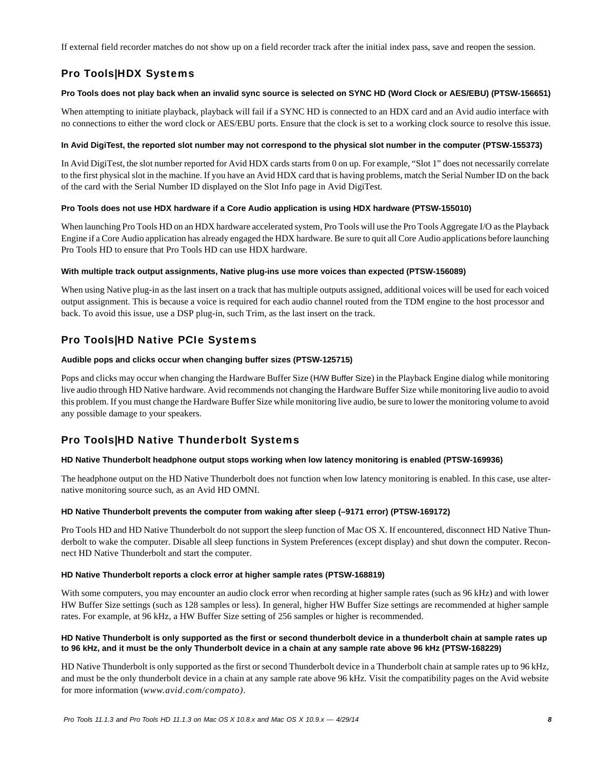If external field recorder matches do not show up on a field recorder track after the initial index pass, save and reopen the session.

## Pro Tools|HDX Systems

#### Pro Tools does not play back when an invalid sync source is selected on SYNC HD (Word Clock or AES/EBU) (PTSW-156651)

When attempting to initiate playback, playback will fail if a SYNC HD is connected to an HDX card and an Avid audio interface with no connections to either the word clock or AES/EBU ports. Ensure that the clock is set to a working clock source to resolve this issue.

#### In Avid DigiTest, the reported slot number may not correspond to the physical slot number in the computer (PTSW-155373)

In Avid DigiTest, the slot number reported for Avid HDX cards starts from 0 on up. For example, "Slot 1" does not necessarily correlate to the first physical slot in the machine. If you have an Avid HDX card that is having problems, match the Serial Number ID on the back of the card with the Serial Number ID displayed on the Slot Info page in Avid DigiTest.

#### Pro Tools does not use HDX hardware if a Core Audio application is using HDX hardware (PTSW-155010)

When launching Pro Tools HD on an HDX hardware accelerated system, Pro Tools will use the Pro Tools Aggregate I/O as the Playback Engine if a Core Audio application has already engaged the HDX hardware. Be sure to quit all Core Audio applications before launching Pro Tools HD to ensure that Pro Tools HD can use HDX hardware.

#### With multiple track output assignments, Native plug-ins use more voices than expected (PTSW-156089)

When using Native plug-in as the last insert on a track that has multiple outputs assigned, additional voices will be used for each voiced output assignment. This is because a voice is required for each audio channel routed from the TDM engine to the host processor and back. To avoid this issue, use a DSP plug-in, such Trim, as the last insert on the track.

## Pro Tools|HD Native PCIe Systems

#### Audible pops and clicks occur when changing buffer sizes (PTSW-125715)

Pops and clicks may occur when changing the Hardware Buffer Size (H/W Buffer Size) in the Playback Engine dialog while monitoring live audio through HD Native hardware. Avid recommends not changing the Hardware Buffer Size while monitoring live audio to avoid this problem. If you must change the Hardware Buffer Size while monitoring live audio, be sure to lower the monitoring volume to avoid any possible damage to your speakers.

## Pro Tools|HD Native Thunderbolt Systems

#### HD Native Thunderbolt headphone output stops working when low latency monitoring is enabled (PTSW-169936)

The headphone output on the HD Native Thunderbolt does not function when low latency monitoring is enabled. In this case, use alternative monitoring source such, as an Avid HD OMNI.

#### HD Native Thunderbolt prevents the computer from waking after sleep (–9171 error) (PTSW-169172)

Pro Tools HD and HD Native Thunderbolt do not support the sleep function of Mac OS X. If encountered, disconnect HD Native Thunderbolt to wake the computer. Disable all sleep functions in System Preferences (except display) and shut down the computer. Reconnect HD Native Thunderbolt and start the computer.

#### HD Native Thunderbolt reports a clock error at higher sample rates (PTSW-168819)

With some computers, you may encounter an audio clock error when recording at higher sample rates (such as 96 kHz) and with lower HW Buffer Size settings (such as 128 samples or less). In general, higher HW Buffer Size settings are recommended at higher sample rates. For example, at 96 kHz, a HW Buffer Size setting of 256 samples or higher is recommended.

#### HD Native Thunderbolt is only supported as the first or second thunderbolt device in a thunderbolt chain at sample rates up to 96 kHz, and it must be the only Thunderbolt device in a chain at any sample rate above 96 kHz (PTSW-168229)

HD Native Thunderbolt is only supported as the first or second Thunderbolt device in a Thunderbolt chain at sample rates up to 96 kHz, and must be the only thunderbolt device in a chain at any sample rate above 96 kHz. Visit the compatibility pages on the Avid website for more information (*www.avid.com/compato)*.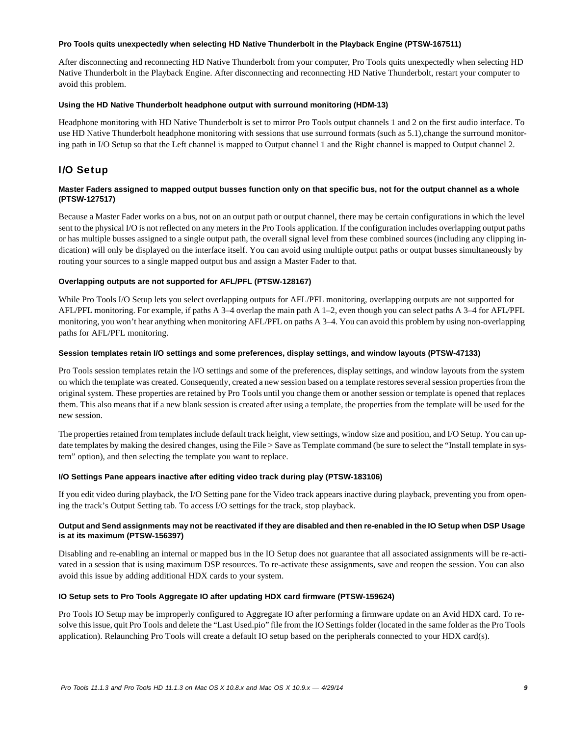#### Pro Tools quits unexpectedly when selecting HD Native Thunderbolt in the Playback Engine (PTSW-167511)

After disconnecting and reconnecting HD Native Thunderbolt from your computer, Pro Tools quits unexpectedly when selecting HD Native Thunderbolt in the Playback Engine. After disconnecting and reconnecting HD Native Thunderbolt, restart your computer to avoid this problem.

#### Using the HD Native Thunderbolt headphone output with surround monitoring (HDM-13)

Headphone monitoring with HD Native Thunderbolt is set to mirror Pro Tools output channels 1 and 2 on the first audio interface. To use HD Native Thunderbolt headphone monitoring with sessions that use surround formats (such as 5.1),change the surround monitoring path in I/O Setup so that the Left channel is mapped to Output channel 1 and the Right channel is mapped to Output channel 2.

## I/O Setup

#### Master Faders assigned to mapped output busses function only on that specific bus, not for the output channel as a whole (PTSW-127517)

Because a Master Fader works on a bus, not on an output path or output channel, there may be certain configurations in which the level sent to the physical I/O is not reflected on any meters in the Pro Tools application. If the configuration includes overlapping output paths or has multiple busses assigned to a single output path, the overall signal level from these combined sources (including any clipping indication) will only be displayed on the interface itself. You can avoid using multiple output paths or output busses simultaneously by routing your sources to a single mapped output bus and assign a Master Fader to that.

#### Overlapping outputs are not supported for AFL/PFL (PTSW-128167)

While Pro Tools I/O Setup lets you select overlapping outputs for AFL/PFL monitoring, overlapping outputs are not supported for AFL/PFL monitoring. For example, if paths A 3–4 overlap the main path A 1–2, even though you can select paths A 3–4 for AFL/PFL monitoring, you won't hear anything when monitoring AFL/PFL on paths A 3–4. You can avoid this problem by using non-overlapping paths for AFL/PFL monitoring.

#### Session templates retain I/O settings and some preferences, display settings, and window layouts (PTSW-47133)

Pro Tools session templates retain the I/O settings and some of the preferences, display settings, and window layouts from the system on which the template was created. Consequently, created a new session based on a template restores several session properties from the original system. These properties are retained by Pro Tools until you change them or another session or template is opened that replaces them. This also means that if a new blank session is created after using a template, the properties from the template will be used for the new session.

The properties retained from templates include default track height, view settings, window size and position, and I/O Setup. You can update templates by making the desired changes, using the File > Save as Template command (be sure to select the "Install template in system" option), and then selecting the template you want to replace.

#### I/O Settings Pane appears inactive after editing video track during play (PTSW-183106)

If you edit video during playback, the I/O Setting pane for the Video track appears inactive during playback, preventing you from opening the track's Output Setting tab. To access I/O settings for the track, stop playback.

#### Output and Send assignments may not be reactivated if they are disabled and then re-enabled in the IO Setup when DSP Usage is at its maximum (PTSW-156397)

Disabling and re-enabling an internal or mapped bus in the IO Setup does not guarantee that all associated assignments will be re-activated in a session that is using maximum DSP resources. To re-activate these assignments, save and reopen the session. You can also avoid this issue by adding additional HDX cards to your system.

#### IO Setup sets to Pro Tools Aggregate IO after updating HDX card firmware (PTSW-159624)

Pro Tools IO Setup may be improperly configured to Aggregate IO after performing a firmware update on an Avid HDX card. To resolve this issue, quit Pro Tools and delete the "Last Used.pio" file from the IO Settings folder (located in the same folder as the Pro Tools application). Relaunching Pro Tools will create a default IO setup based on the peripherals connected to your HDX card(s).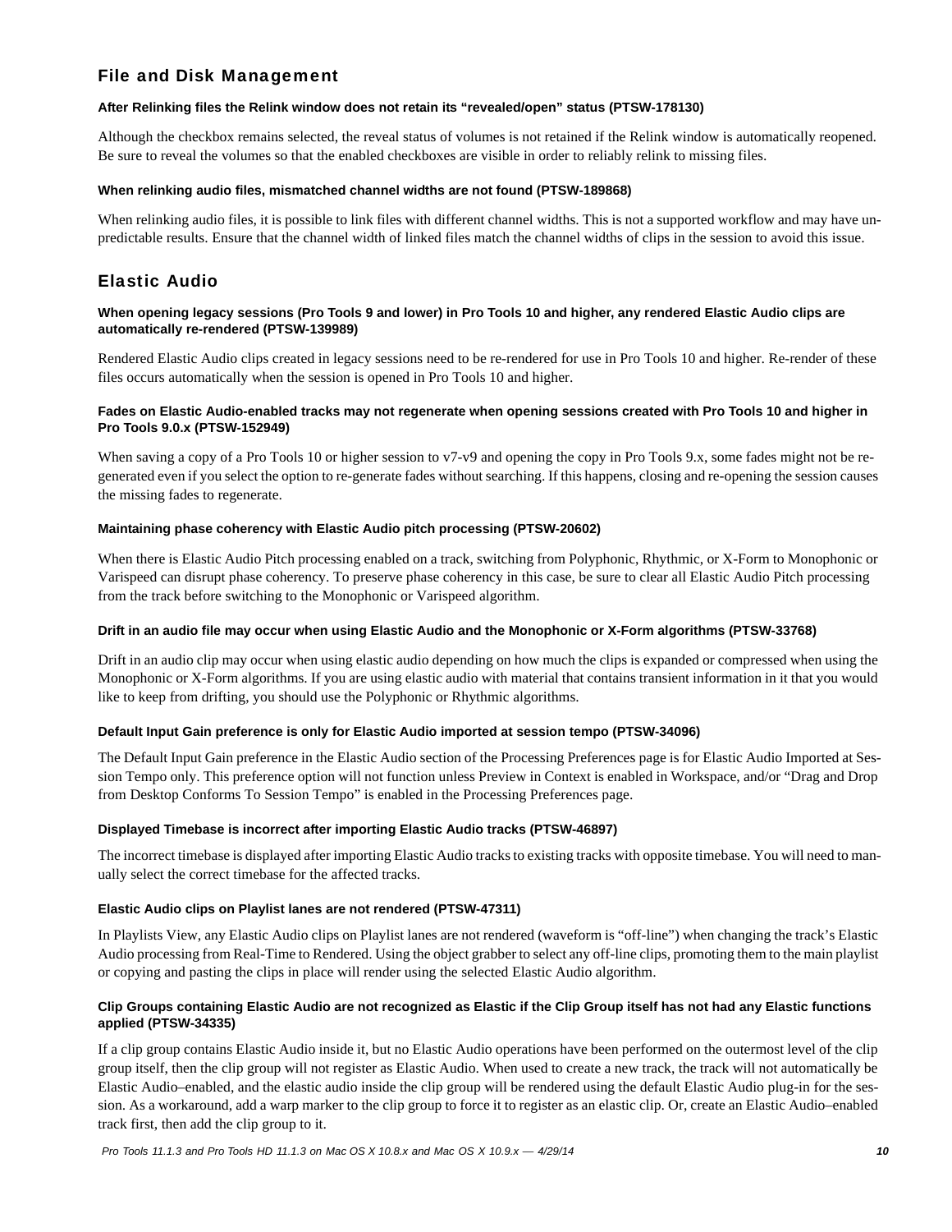## File and Disk Management

### After Relinking files the Relink window does not retain its "revealed/open" status (PTSW-178130)

Although the checkbox remains selected, the reveal status of volumes is not retained if the Relink window is automatically reopened. Be sure to reveal the volumes so that the enabled checkboxes are visible in order to reliably relink to missing files.

### When relinking audio files, mismatched channel widths are not found (PTSW-189868)

When relinking audio files, it is possible to link files with different channel widths. This is not a supported workflow and may have unpredictable results. Ensure that the channel width of linked files match the channel widths of clips in the session to avoid this issue.

## Elastic Audio

### When opening legacy sessions (Pro Tools 9 and lower) in Pro Tools 10 and higher, any rendered Elastic Audio clips are automatically re-rendered (PTSW-139989)

Rendered Elastic Audio clips created in legacy sessions need to be re-rendered for use in Pro Tools 10 and higher. Re-render of these files occurs automatically when the session is opened in Pro Tools 10 and higher.

### Fades on Elastic Audio-enabled tracks may not regenerate when opening sessions created with Pro Tools 10 and higher in Pro Tools 9.0.x (PTSW-152949)

When saving a copy of a Pro Tools 10 or higher session to v7-v9 and opening the copy in Pro Tools 9.x, some fades might not be regenerated even if you select the option to re-generate fades without searching. If this happens, closing and re-opening the session causes the missing fades to regenerate.

### Maintaining phase coherency with Elastic Audio pitch processing (PTSW-20602)

When there is Elastic Audio Pitch processing enabled on a track, switching from Polyphonic, Rhythmic, or X-Form to Monophonic or Varispeed can disrupt phase coherency. To preserve phase coherency in this case, be sure to clear all Elastic Audio Pitch processing from the track before switching to the Monophonic or Varispeed algorithm.

### Drift in an audio file may occur when using Elastic Audio and the Monophonic or X-Form algorithms (PTSW-33768)

Drift in an audio clip may occur when using elastic audio depending on how much the clips is expanded or compressed when using the Monophonic or X-Form algorithms. If you are using elastic audio with material that contains transient information in it that you would like to keep from drifting, you should use the Polyphonic or Rhythmic algorithms.

### Default Input Gain preference is only for Elastic Audio imported at session tempo (PTSW-34096)

The Default Input Gain preference in the Elastic Audio section of the Processing Preferences page is for Elastic Audio Imported at Session Tempo only. This preference option will not function unless Preview in Context is enabled in Workspace, and/or "Drag and Drop from Desktop Conforms To Session Tempo" is enabled in the Processing Preferences page.

### Displayed Timebase is incorrect after importing Elastic Audio tracks (PTSW-46897)

The incorrect timebase is displayed after importing Elastic Audio tracks to existing tracks with opposite timebase. You will need to manually select the correct timebase for the affected tracks.

### Elastic Audio clips on Playlist lanes are not rendered (PTSW-47311)

In Playlists View, any Elastic Audio clips on Playlist lanes are not rendered (waveform is "off-line") when changing the track's Elastic Audio processing from Real-Time to Rendered. Using the object grabber to select any off-line clips, promoting them to the main playlist or copying and pasting the clips in place will render using the selected Elastic Audio algorithm.

### Clip Groups containing Elastic Audio are not recognized as Elastic if the Clip Group itself has not had any Elastic functions applied (PTSW-34335)

If a clip group contains Elastic Audio inside it, but no Elastic Audio operations have been performed on the outermost level of the clip group itself, then the clip group will not register as Elastic Audio. When used to create a new track, the track will not automatically be Elastic Audio–enabled, and the elastic audio inside the clip group will be rendered using the default Elastic Audio plug-in for the session. As a workaround, add a warp marker to the clip group to force it to register as an elastic clip. Or, create an Elastic Audio–enabled track first, then add the clip group to it.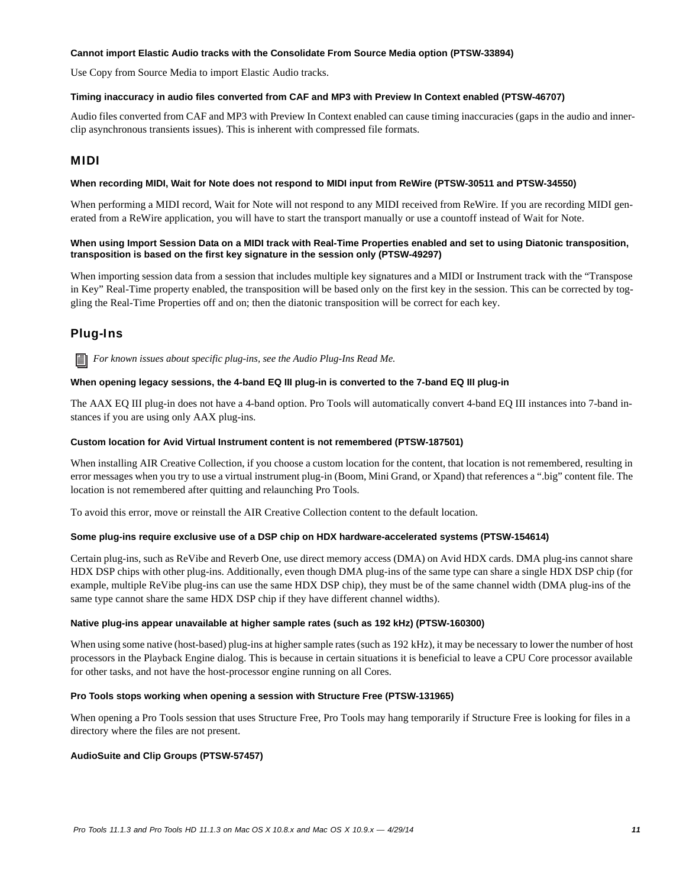**Cannot import Elastic Audio tracks with the Consolidate From Source Media option (PTSW-33894)**

Use Copy from Source Media to import Elastic Audio tracks.

**Timing inaccuracy in audio files converted from CAF and MP3 with Preview In Context enabled (PTSW-46707)**

Audio files converted from CAF and MP3 with Preview In Context enabled can cause timing inaccuracies (gaps in the audio and inner-clip asynchronous transients issues). This is inherent with compressed file formats.

## MIDI

**When recording MIDI, Wait for Note does not respond to MIDI input from ReWire (PTSW-30511 and PTSW-34550)**

When performing a MIDI record, Wait for Note will not respond to any MIDI received from ReWire. If you are recording MIDI generated from a ReWire application, you will have to start the transport manually or use a countoff instead of Wait for Note.

**When using Import Session Data on a MIDI track with Real-Time Properties enabled and set to using Diatonic transposition, transposition is based on the first key signature in the session only (PTSW-49297)**

When importing session data from a session that includes multiple key signatures and a MIDI or Instrument track with the "Transpose in Key" Real-Time property enabled, the transposition will be based only on the first key in the session. This can be corrected by toggling the Real-Time Properties off and on; then the diatonic transposition will be correct for each key.

## Plug-Ins

*For known issues about specific plug-ins, see the Audio Plug-Ins Read Me.*

**When opening legacy sessions, the 4-band EQ III plug-in is converted to the 7-band EQ III plug-in**

The AAX EQ III plug-in does not have a 4-band option. Pro Tools will automatically convert 4-band EQ III instances into 7-band instances if you are using only AAX plug-ins.

**Custom location for Avid Virtual Instrument content is not remembered (PTSW-187501)**

When installing AIR Creative Collection, if you choose a custom location for the content, that location is not remembered, resulting in error messages when you try to use a virtual instrument plug-in (Boom, Mini Grand, or Xpand) that references a ".big" content file. The location is not remembered after quitting and relaunching Pro Tools.

To avoid this error, move or reinstall the AIR Creative Collection content to the default location.

**Some plug-ins require exclusive use of a DSP chip on HDX hardware-accelerated systems (PTSW-154614)**

Certain plug-ins, such as ReVibe and Reverb One, use direct memory access (DMA) on Avid HDX cards. DMA plug-ins cannot share HDX DSP chips with other plug-ins. Additionally, even though DMA plug-ins of the same type can share a single HDX DSP chip (for example, multiple ReVibe plug-ins can use the same HDX DSP chip), they must be of the same channel width (DMA plug-ins of the same type cannot share the same HDX DSP chip if they have different channel widths).

**Native plug-ins appear unavailable at higher sample rates (such as 192 kHz) (PTSW-160300)**

When using some native (host-based) plug-ins at higher sample rates (such as 192 kHz), it may be necessary to lower the number of host processors in the Playback Engine dialog. This is because in certain situations it is beneficial to leave a CPU Core processor available for other tasks, and not have the host-processor engine running on all Cores.

**Pro Tools stops working when opening a session with Structure Free (PTSW-131965)**

When opening a Pro Tools session that uses Structure Free, Pro Tools may hang temporarily if Structure Free is looking for files in a directory where the files are not present.

**AudioSuite and Clip Groups (PTSW-57457)**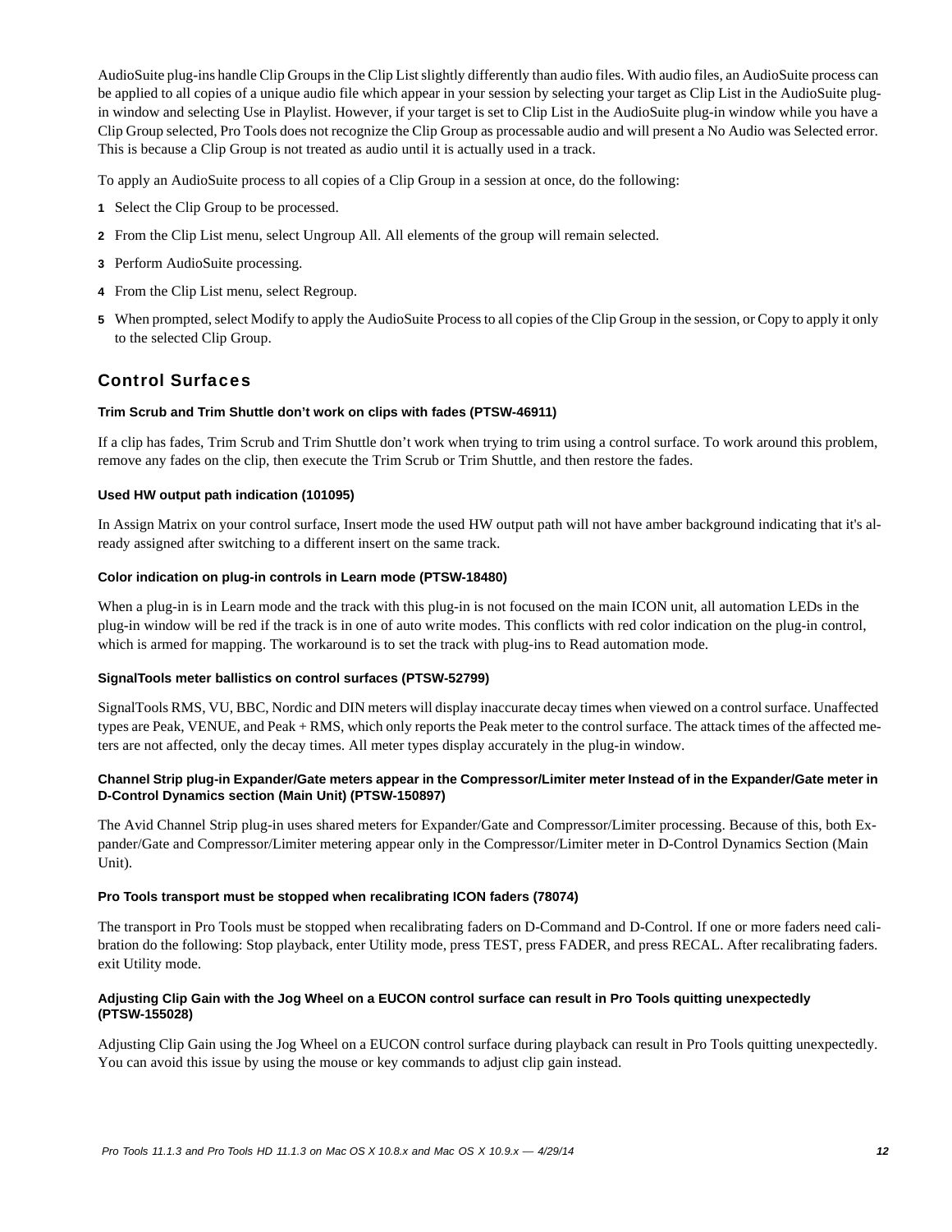AudioSuite plug-ins handle Clip Groups in the Clip List slightly differently than audio files. With audio files, an AudioSuite process can be applied to all copies of a unique audio file which appear in your session by selecting your target as Clip List in the AudioSuite plug-in window and selecting Use in Playlist. However, if your target is set to Clip List in the AudioSuite plug-in window while you have a Clip Group selected, Pro Tools does not recognize the Clip Group as processable audio and will present a No Audio was Selected error. This is because a Clip Group is not treated as audio until it is actually used in a track.

To apply an AudioSuite process to all copies of a Clip Group in a session at once, do the following:

1. Select the Clip Group to be processed.
2. From the Clip List menu, select Ungroup All. All elements of the group will remain selected.
3. Perform AudioSuite processing.
4. From the Clip List menu, select Regroup.
5. When prompted, select Modify to apply the AudioSuite Process to all copies of the Clip Group in the session, or Copy to apply it only to the selected Clip Group.

## Control Surfaces

#### Trim Scrub and Trim Shuttle don’t work on clips with fades (PTSW-46911)

If a clip has fades, Trim Scrub and Trim Shuttle don’t work when trying to trim using a control surface. To work around this problem, remove any fades on the clip, then execute the Trim Scrub or Trim Shuttle, and then restore the fades.

#### Used HW output path indication (101095)

In Assign Matrix on your control surface, Insert mode the used HW output path will not have amber background indicating that it's already assigned after switching to a different insert on the same track.

#### Color indication on plug-in controls in Learn mode (PTSW-18480)

When a plug-in is in Learn mode and the track with this plug-in is not focused on the main ICON unit, all automation LEDs in the plug-in window will be red if the track is in one of auto write modes. This conflicts with red color indication on the plug-in control, which is armed for mapping. The workaround is to set the track with plug-ins to Read automation mode.

#### SignalTools meter ballistics on control surfaces (PTSW-52799)

SignalTools RMS, VU, BBC, Nordic and DIN meters will display inaccurate decay times when viewed on a control surface. Unaffected types are Peak, VENUE, and Peak + RMS, which only reports the Peak meter to the control surface. The attack times of the affected meters are not affected, only the decay times. All meter types display accurately in the plug-in window.

#### Channel Strip plug-in Expander/Gate meters appear in the Compressor/Limiter meter Instead of in the Expander/Gate meter in D-Control Dynamics section (Main Unit) (PTSW-150897)

The Avid Channel Strip plug-in uses shared meters for Expander/Gate and Compressor/Limiter processing. Because of this, both Expander/Gate and Compressor/Limiter metering appear only in the Compressor/Limiter meter in D-Control Dynamics Section (Main Unit).

#### Pro Tools transport must be stopped when recalibrating ICON faders (78074)

The transport in Pro Tools must be stopped when recalibrating faders on D-Command and D-Control. If one or more faders need calibration do the following: Stop playback, enter Utility mode, press TEST, press FADER, and press RECAL. After recalibrating faders. exit Utility mode.

#### Adjusting Clip Gain with the Jog Wheel on a EUCON control surface can result in Pro Tools quitting unexpectedly (PTSW-155028)

Adjusting Clip Gain using the Jog Wheel on a EUCON control surface during playback can result in Pro Tools quitting unexpectedly. You can avoid this issue by using the mouse or key commands to adjust clip gain instead.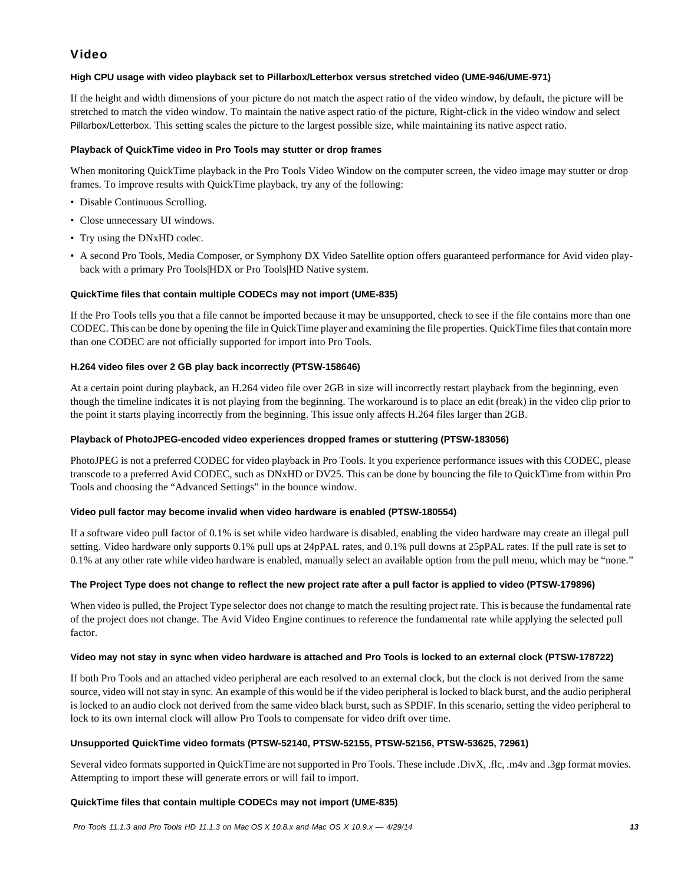## Video

#### High CPU usage with video playback set to Pillarbox/Letterbox versus stretched video (UME-946/UME-971)

If the height and width dimensions of your picture do not match the aspect ratio of the video window, by default, the picture will be stretched to match the video window. To maintain the native aspect ratio of the picture, Right-click in the video window and select Pillarbox/Letterbox. This setting scales the picture to the largest possible size, while maintaining its native aspect ratio.

#### Playback of QuickTime video in Pro Tools may stutter or drop frames

When monitoring QuickTime playback in the Pro Tools Video Window on the computer screen, the video image may stutter or drop frames. To improve results with QuickTime playback, try any of the following:

- Disable Continuous Scrolling.
- Close unnecessary UI windows.
- Try using the DNxHD codec.
- A second Pro Tools, Media Composer, or Symphony DX Video Satellite option offers guaranteed performance for Avid video playback with a primary Pro Tools|HDX or Pro Tools|HD Native system.

#### QuickTime files that contain multiple CODECs may not import (UME-835)

If the Pro Tools tells you that a file cannot be imported because it may be unsupported, check to see if the file contains more than one CODEC. This can be done by opening the file in QuickTime player and examining the file properties. QuickTime files that contain more than one CODEC are not officially supported for import into Pro Tools.

#### H.264 video files over 2 GB play back incorrectly (PTSW-158646)

At a certain point during playback, an H.264 video file over 2GB in size will incorrectly restart playback from the beginning, even though the timeline indicates it is not playing from the beginning. The workaround is to place an edit (break) in the video clip prior to the point it starts playing incorrectly from the beginning. This issue only affects H.264 files larger than 2GB.

#### Playback of PhotoJPEG-encoded video experiences dropped frames or stuttering (PTSW-183056)

PhotoJPEG is not a preferred CODEC for video playback in Pro Tools. It you experience performance issues with this CODEC, please transcode to a preferred Avid CODEC, such as DNxHD or DV25. This can be done by bouncing the file to QuickTime from within Pro Tools and choosing the “Advanced Settings” in the bounce window.

#### Video pull factor may become invalid when video hardware is enabled (PTSW-180554)

If a software video pull factor of 0.1% is set while video hardware is disabled, enabling the video hardware may create an illegal pull setting. Video hardware only supports 0.1% pull ups at 24pPAL rates, and 0.1% pull downs at 25pPAL rates. If the pull rate is set to 0.1% at any other rate while video hardware is enabled, manually select an available option from the pull menu, which may be “none.”

#### The Project Type does not change to reflect the new project rate after a pull factor is applied to video (PTSW-179896)

When video is pulled, the Project Type selector does not change to match the resulting project rate. This is because the fundamental rate of the project does not change. The Avid Video Engine continues to reference the fundamental rate while applying the selected pull factor.

#### Video may not stay in sync when video hardware is attached and Pro Tools is locked to an external clock (PTSW-178722)

If both Pro Tools and an attached video peripheral are each resolved to an external clock, but the clock is not derived from the same source, video will not stay in sync. An example of this would be if the video peripheral is locked to black burst, and the audio peripheral is locked to an audio clock not derived from the same video black burst, such as SPDIF. In this scenario, setting the video peripheral to lock to its own internal clock will allow Pro Tools to compensate for video drift over time.

#### Unsupported QuickTime video formats (PTSW-52140, PTSW-52155, PTSW-52156, PTSW-53625, 72961)

Several video formats supported in QuickTime are not supported in Pro Tools. These include .DivX, .flc, .m4v and .3gp format movies. Attempting to import these will generate errors or will fail to import.

#### QuickTime files that contain multiple CODECs may not import (UME-835)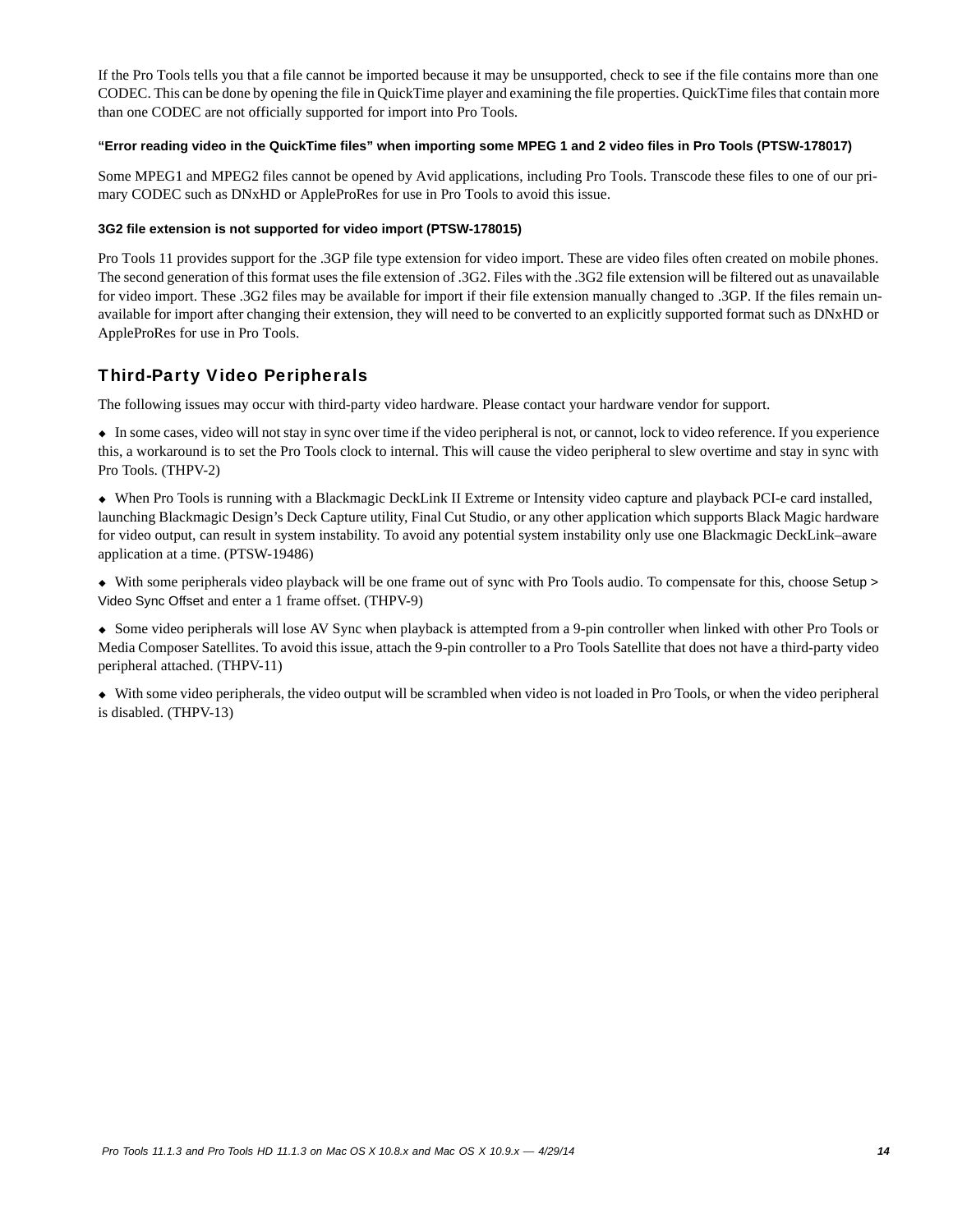If the Pro Tools tells you that a file cannot be imported because it may be unsupported, check to see if the file contains more than one CODEC. This can be done by opening the file in QuickTime player and examining the file properties. QuickTime files that contain more than one CODEC are not officially supported for import into Pro Tools.

#### "Error reading video in the QuickTime files" when importing some MPEG 1 and 2 video files in Pro Tools (PTSW-178017)

Some MPEG1 and MPEG2 files cannot be opened by Avid applications, including Pro Tools. Transcode these files to one of our primary CODEC such as DNxHD or AppleProRes for use in Pro Tools to avoid this issue.

#### 3G2 file extension is not supported for video import (PTSW-178015)

Pro Tools 11 provides support for the .3GP file type extension for video import. These are video files often created on mobile phones. The second generation of this format uses the file extension of .3G2. Files with the .3G2 file extension will be filtered out as unavailable for video import. These .3G2 files may be available for import if their file extension manually changed to .3GP. If the files remain unavailable for import after changing their extension, they will need to be converted to an explicitly supported format such as DNxHD or AppleProRes for use in Pro Tools.

## Third-Party Video Peripherals

The following issues may occur with third-party video hardware. Please contact your hardware vendor for support.

- In some cases, video will not stay in sync over time if the video peripheral is not, or cannot, lock to video reference. If you experience this, a workaround is to set the Pro Tools clock to internal. This will cause the video peripheral to slew overtime and stay in sync with Pro Tools. (THPV-2)

- When Pro Tools is running with a Blackmagic DeckLink II Extreme or Intensity video capture and playback PCI-e card installed, launching Blackmagic Design's Deck Capture utility, Final Cut Studio, or any other application which supports Black Magic hardware for video output, can result in system instability. To avoid any potential system instability only use one Blackmagic DeckLink–aware application at a time. (PTSW-19486)

- With some peripherals video playback will be one frame out of sync with Pro Tools audio. To compensate for this, choose Setup > Video Sync Offset and enter a 1 frame offset. (THPV-9)

- Some video peripherals will lose AV Sync when playback is attempted from a 9-pin controller when linked with other Pro Tools or Media Composer Satellites. To avoid this issue, attach the 9-pin controller to a Pro Tools Satellite that does not have a third-party video peripheral attached. (THPV-11)

- With some video peripherals, the video output will be scrambled when video is not loaded in Pro Tools, or when the video peripheral is disabled. (THPV-13)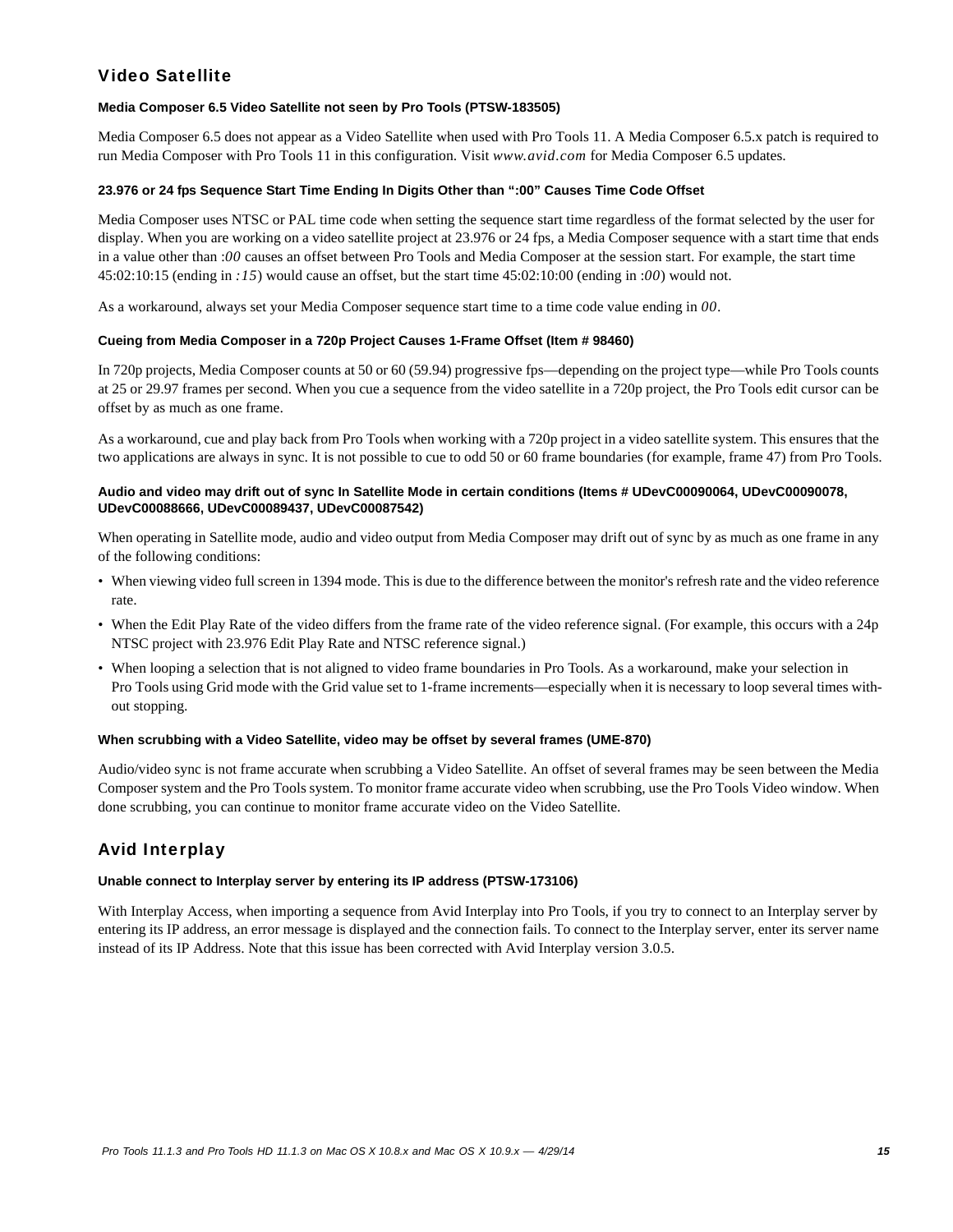## Video Satellite

### Media Composer 6.5 Video Satellite not seen by Pro Tools (PTSW-183505)

Media Composer 6.5 does not appear as a Video Satellite when used with Pro Tools 11. A Media Composer 6.5.x patch is required to run Media Composer with Pro Tools 11 in this configuration. Visit *www.avid.com* for Media Composer 6.5 updates.

### 23.976 or 24 fps Sequence Start Time Ending In Digits Other than ":00" Causes Time Code Offset

Media Composer uses NTSC or PAL time code when setting the sequence start time regardless of the format selected by the user for display. When you are working on a video satellite project at 23.976 or 24 fps, a Media Composer sequence with a start time that ends in a value other than *:00* causes an offset between Pro Tools and Media Composer at the session start. For example, the start time 45:02:10:15 (ending in *:15*) would cause an offset, but the start time 45:02:10:00 (ending in *:00*) would not.

As a workaround, always set your Media Composer sequence start time to a time code value ending in *00*.

### Cueing from Media Composer in a 720p Project Causes 1-Frame Offset (Item # 98460)

In 720p projects, Media Composer counts at 50 or 60 (59.94) progressive fps—depending on the project type—while Pro Tools counts at 25 or 29.97 frames per second. When you cue a sequence from the video satellite in a 720p project, the Pro Tools edit cursor can be offset by as much as one frame.

As a workaround, cue and play back from Pro Tools when working with a 720p project in a video satellite system. This ensures that the two applications are always in sync. It is not possible to cue to odd 50 or 60 frame boundaries (for example, frame 47) from Pro Tools.

### Audio and video may drift out of sync In Satellite Mode in certain conditions (Items # UDevC00090064, UDevC00090078, UDevC00088666, UDevC00089437, UDevC00087542)

When operating in Satellite mode, audio and video output from Media Composer may drift out of sync by as much as one frame in any of the following conditions:

- When viewing video full screen in 1394 mode. This is due to the difference between the monitor's refresh rate and the video reference rate.
- When the Edit Play Rate of the video differs from the frame rate of the video reference signal. (For example, this occurs with a 24p NTSC project with 23.976 Edit Play Rate and NTSC reference signal.)
- When looping a selection that is not aligned to video frame boundaries in Pro Tools. As a workaround, make your selection in Pro Tools using Grid mode with the Grid value set to 1-frame increments—especially when it is necessary to loop several times without stopping.

### When scrubbing with a Video Satellite, video may be offset by several frames (UME-870)

Audio/video sync is not frame accurate when scrubbing a Video Satellite. An offset of several frames may be seen between the Media Composer system and the Pro Tools system. To monitor frame accurate video when scrubbing, use the Pro Tools Video window. When done scrubbing, you can continue to monitor frame accurate video on the Video Satellite.

## Avid Interplay

### Unable connect to Interplay server by entering its IP address (PTSW-173106)

With Interplay Access, when importing a sequence from Avid Interplay into Pro Tools, if you try to connect to an Interplay server by entering its IP address, an error message is displayed and the connection fails. To connect to the Interplay server, enter its server name instead of its IP Address. Note that this issue has been corrected with Avid Interplay version 3.0.5.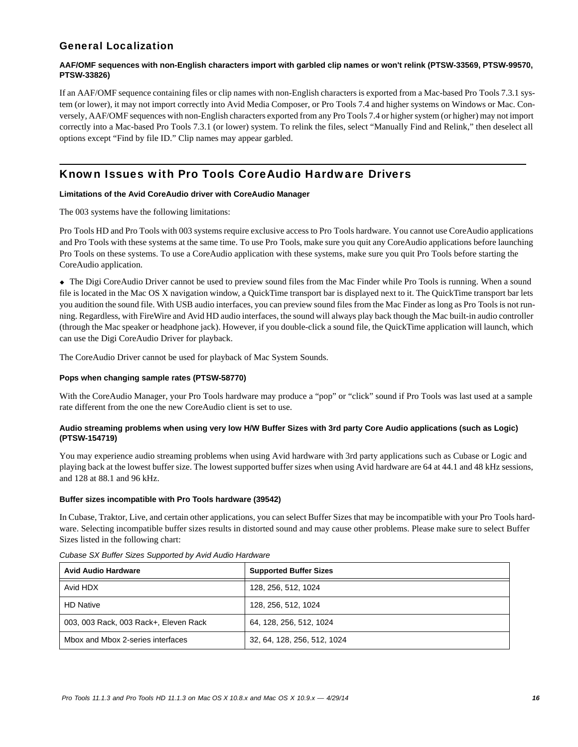## General Localization

**AAF/OMF sequences with non-English characters import with garbled clip names or won't relink (PTSW-33569, PTSW-99570, PTSW-33826)**

If an AAF/OMF sequence containing files or clip names with non-English characters is exported from a Mac-based Pro Tools 7.3.1 system (or lower), it may not import correctly into Avid Media Composer, or Pro Tools 7.4 and higher systems on Windows or Mac. Conversely, AAF/OMF sequences with non-English characters exported from any Pro Tools 7.4 or higher system (or higher) may not import correctly into a Mac-based Pro Tools 7.3.1 (or lower) system. To relink the files, select "Manually Find and Relink," then deselect all options except "Find by file ID." Clip names may appear garbled.

## Known Issues with Pro Tools CoreAudio Hardware Drivers

**Limitations of the Avid CoreAudio driver with CoreAudio Manager**

The 003 systems have the following limitations:

Pro Tools HD and Pro Tools with 003 systems require exclusive access to Pro Tools hardware. You cannot use CoreAudio applications and Pro Tools with these systems at the same time. To use Pro Tools, make sure you quit any CoreAudio applications before launching Pro Tools on these systems. To use a CoreAudio application with these systems, make sure you quit Pro Tools before starting the CoreAudio application.

- The Digi CoreAudio Driver cannot be used to preview sound files from the Mac Finder while Pro Tools is running. When a sound file is located in the Mac OS X navigation window, a QuickTime transport bar is displayed next to it. The QuickTime transport bar lets you audition the sound file. With USB audio interfaces, you can preview sound files from the Mac Finder as long as Pro Tools is not running. Regardless, with FireWire and Avid HD audio interfaces, the sound will always play back though the Mac built-in audio controller (through the Mac speaker or headphone jack). However, if you double-click a sound file, the QuickTime application will launch, which can use the Digi CoreAudio Driver for playback.

The CoreAudio Driver cannot be used for playback of Mac System Sounds.

**Pops when changing sample rates (PTSW-58770)**

With the CoreAudio Manager, your Pro Tools hardware may produce a "pop" or "click" sound if Pro Tools was last used at a sample rate different from the one the new CoreAudio client is set to use.

**Audio streaming problems when using very low H/W Buffer Sizes with 3rd party Core Audio applications (such as Logic) (PTSW-154719)**

You may experience audio streaming problems when using Avid hardware with 3rd party applications such as Cubase or Logic and playing back at the lowest buffer size. The lowest supported buffer sizes when using Avid hardware are 64 at 44.1 and 48 kHz sessions, and 128 at 88.1 and 96 kHz.

**Buffer sizes incompatible with Pro Tools hardware (39542)**

In Cubase, Traktor, Live, and certain other applications, you can select Buffer Sizes that may be incompatible with your Pro Tools hardware. Selecting incompatible buffer sizes results in distorted sound and may cause other problems. Please make sure to select Buffer Sizes listed in the following chart:

*Cubase SX Buffer Sizes Supported by Avid Audio Hardware*

| Avid Audio Hardware | Supported Buffer Sizes |
|---|---|
| Avid HDX | 128, 256, 512, 1024 |
| HD Native | 128, 256, 512, 1024 |
| 003, 003 Rack, 003 Rack+, Eleven Rack | 64, 128, 256, 512, 1024 |
| Mbox and Mbox 2-series interfaces | 32, 64, 128, 256, 512, 1024 |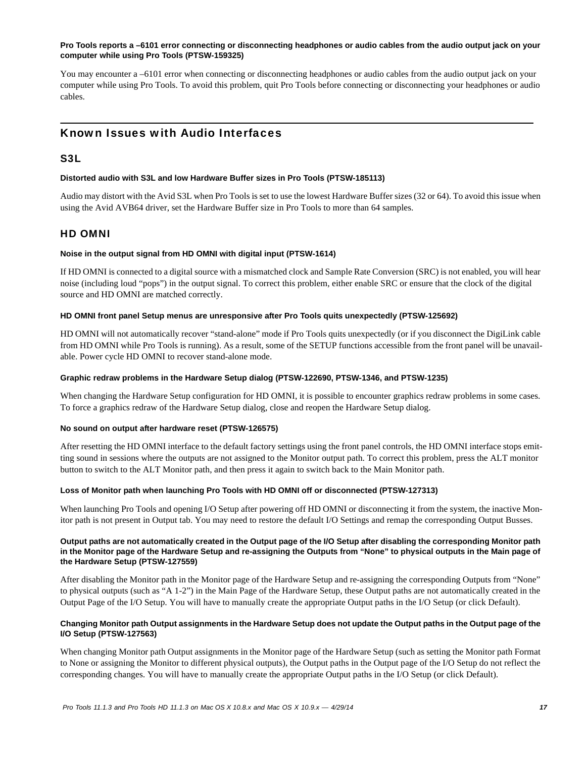**Pro Tools reports a –6101 error connecting or disconnecting headphones or audio cables from the audio output jack on your computer while using Pro Tools (PTSW-159325)**

You may encounter a –6101 error when connecting or disconnecting headphones or audio cables from the audio output jack on your computer while using Pro Tools. To avoid this problem, quit Pro Tools before connecting or disconnecting your headphones or audio cables.

## Known Issues with Audio Interfaces

### S3L

**Distorted audio with S3L and low Hardware Buffer sizes in Pro Tools (PTSW-185113)**

Audio may distort with the Avid S3L when Pro Tools is set to use the lowest Hardware Buffer sizes (32 or 64). To avoid this issue when using the Avid AVB64 driver, set the Hardware Buffer size in Pro Tools to more than 64 samples.

### HD OMNI

**Noise in the output signal from HD OMNI with digital input (PTSW-1614)**

If HD OMNI is connected to a digital source with a mismatched clock and Sample Rate Conversion (SRC) is not enabled, you will hear noise (including loud "pops") in the output signal. To correct this problem, either enable SRC or ensure that the clock of the digital source and HD OMNI are matched correctly.

**HD OMNI front panel Setup menus are unresponsive after Pro Tools quits unexpectedly (PTSW-125692)**

HD OMNI will not automatically recover "stand-alone" mode if Pro Tools quits unexpectedly (or if you disconnect the DigiLink cable from HD OMNI while Pro Tools is running). As a result, some of the SETUP functions accessible from the front panel will be unavailable. Power cycle HD OMNI to recover stand-alone mode.

**Graphic redraw problems in the Hardware Setup dialog (PTSW-122690, PTSW-1346, and PTSW-1235)**

When changing the Hardware Setup configuration for HD OMNI, it is possible to encounter graphics redraw problems in some cases. To force a graphics redraw of the Hardware Setup dialog, close and reopen the Hardware Setup dialog.

**No sound on output after hardware reset (PTSW-126575)**

After resetting the HD OMNI interface to the default factory settings using the front panel controls, the HD OMNI interface stops emitting sound in sessions where the outputs are not assigned to the Monitor output path. To correct this problem, press the ALT monitor button to switch to the ALT Monitor path, and then press it again to switch back to the Main Monitor path.

**Loss of Monitor path when launching Pro Tools with HD OMNI off or disconnected (PTSW-127313)**

When launching Pro Tools and opening I/O Setup after powering off HD OMNI or disconnecting it from the system, the inactive Monitor path is not present in Output tab. You may need to restore the default I/O Settings and remap the corresponding Output Busses.

**Output paths are not automatically created in the Output page of the I/O Setup after disabling the corresponding Monitor path in the Monitor page of the Hardware Setup and re-assigning the Outputs from "None" to physical outputs in the Main page of the Hardware Setup (PTSW-127559)**

After disabling the Monitor path in the Monitor page of the Hardware Setup and re-assigning the corresponding Outputs from "None" to physical outputs (such as "A 1-2") in the Main Page of the Hardware Setup, these Output paths are not automatically created in the Output Page of the I/O Setup. You will have to manually create the appropriate Output paths in the I/O Setup (or click Default).

**Changing Monitor path Output assignments in the Hardware Setup does not update the Output paths in the Output page of the I/O Setup (PTSW-127563)**

When changing Monitor path Output assignments in the Monitor page of the Hardware Setup (such as setting the Monitor path Format to None or assigning the Monitor to different physical outputs), the Output paths in the Output page of the I/O Setup do not reflect the corresponding changes. You will have to manually create the appropriate Output paths in the I/O Setup (or click Default).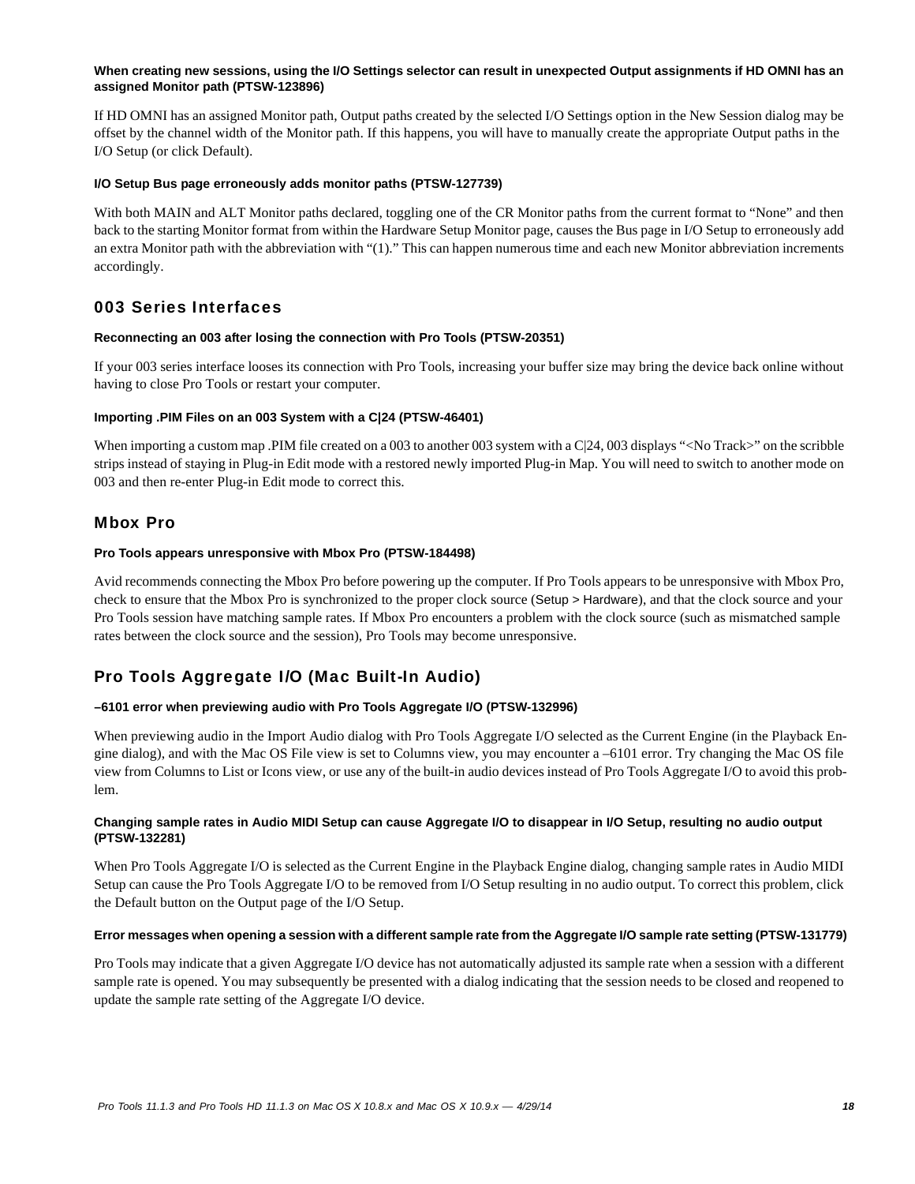#### When creating new sessions, using the I/O Settings selector can result in unexpected Output assignments if HD OMNI has an assigned Monitor path (PTSW-123896)

If HD OMNI has an assigned Monitor path, Output paths created by the selected I/O Settings option in the New Session dialog may be offset by the channel width of the Monitor path. If this happens, you will have to manually create the appropriate Output paths in the I/O Setup (or click Default).

#### I/O Setup Bus page erroneously adds monitor paths (PTSW-127739)

With both MAIN and ALT Monitor paths declared, toggling one of the CR Monitor paths from the current format to "None" and then back to the starting Monitor format from within the Hardware Setup Monitor page, causes the Bus page in I/O Setup to erroneously add an extra Monitor path with the abbreviation with "(1)." This can happen numerous time and each new Monitor abbreviation increments accordingly.

## 003 Series Interfaces

#### Reconnecting an 003 after losing the connection with Pro Tools (PTSW-20351)

If your 003 series interface looses its connection with Pro Tools, increasing your buffer size may bring the device back online without having to close Pro Tools or restart your computer.

#### Importing .PIM Files on an 003 System with a C|24 (PTSW-46401)

When importing a custom map .PIM file created on a 003 to another 003 system with a C|24, 003 displays "<No Track>" on the scribble strips instead of staying in Plug-in Edit mode with a restored newly imported Plug-in Map. You will need to switch to another mode on 003 and then re-enter Plug-in Edit mode to correct this.

## Mbox Pro

#### Pro Tools appears unresponsive with Mbox Pro (PTSW-184498)

Avid recommends connecting the Mbox Pro before powering up the computer. If Pro Tools appears to be unresponsive with Mbox Pro, check to ensure that the Mbox Pro is synchronized to the proper clock source (Setup > Hardware), and that the clock source and your Pro Tools session have matching sample rates. If Mbox Pro encounters a problem with the clock source (such as mismatched sample rates between the clock source and the session), Pro Tools may become unresponsive.

## Pro Tools Aggregate I/O (Mac Built-In Audio)

#### –6101 error when previewing audio with Pro Tools Aggregate I/O (PTSW-132996)

When previewing audio in the Import Audio dialog with Pro Tools Aggregate I/O selected as the Current Engine (in the Playback Engine dialog), and with the Mac OS File view is set to Columns view, you may encounter a –6101 error. Try changing the Mac OS file view from Columns to List or Icons view, or use any of the built-in audio devices instead of Pro Tools Aggregate I/O to avoid this problem.

#### Changing sample rates in Audio MIDI Setup can cause Aggregate I/O to disappear in I/O Setup, resulting no audio output (PTSW-132281)

When Pro Tools Aggregate I/O is selected as the Current Engine in the Playback Engine dialog, changing sample rates in Audio MIDI Setup can cause the Pro Tools Aggregate I/O to be removed from I/O Setup resulting in no audio output. To correct this problem, click the Default button on the Output page of the I/O Setup.

#### Error messages when opening a session with a different sample rate from the Aggregate I/O sample rate setting (PTSW-131779)

Pro Tools may indicate that a given Aggregate I/O device has not automatically adjusted its sample rate when a session with a different sample rate is opened. You may subsequently be presented with a dialog indicating that the session needs to be closed and reopened to update the sample rate setting of the Aggregate I/O device.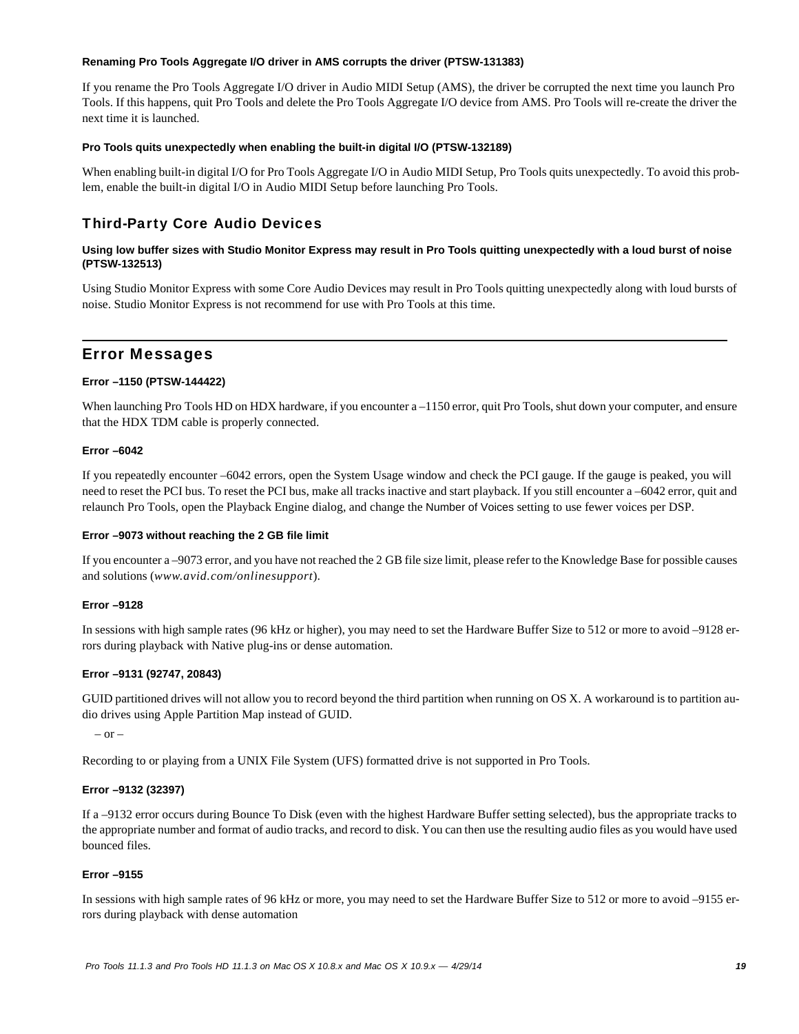#### Renaming Pro Tools Aggregate I/O driver in AMS corrupts the driver (PTSW-131383)

If you rename the Pro Tools Aggregate I/O driver in Audio MIDI Setup (AMS), the driver be corrupted the next time you launch Pro Tools. If this happens, quit Pro Tools and delete the Pro Tools Aggregate I/O device from AMS. Pro Tools will re-create the driver the next time it is launched.

#### Pro Tools quits unexpectedly when enabling the built-in digital I/O (PTSW-132189)

When enabling built-in digital I/O for Pro Tools Aggregate I/O in Audio MIDI Setup, Pro Tools quits unexpectedly. To avoid this problem, enable the built-in digital I/O in Audio MIDI Setup before launching Pro Tools.

### Third-Party Core Audio Devices

#### Using low buffer sizes with Studio Monitor Express may result in Pro Tools quitting unexpectedly with a loud burst of noise (PTSW-132513)

Using Studio Monitor Express with some Core Audio Devices may result in Pro Tools quitting unexpectedly along with loud bursts of noise. Studio Monitor Express is not recommend for use with Pro Tools at this time.

## Error Messages

#### Error –1150 (PTSW-144422)

When launching Pro Tools HD on HDX hardware, if you encounter a –1150 error, quit Pro Tools, shut down your computer, and ensure that the HDX TDM cable is properly connected.

#### Error –6042

If you repeatedly encounter –6042 errors, open the System Usage window and check the PCI gauge. If the gauge is peaked, you will need to reset the PCI bus. To reset the PCI bus, make all tracks inactive and start playback. If you still encounter a –6042 error, quit and relaunch Pro Tools, open the Playback Engine dialog, and change the Number of Voices setting to use fewer voices per DSP.

#### Error –9073 without reaching the 2 GB file limit

If you encounter a –9073 error, and you have not reached the 2 GB file size limit, please refer to the Knowledge Base for possible causes and solutions (*www.avid.com/onlinesupport*).

#### Error –9128

In sessions with high sample rates (96 kHz or higher), you may need to set the Hardware Buffer Size to 512 or more to avoid –9128 errors during playback with Native plug-ins or dense automation.

#### Error –9131 (92747, 20843)

GUID partitioned drives will not allow you to record beyond the third partition when running on OS X. A workaround is to partition audio drives using Apple Partition Map instead of GUID.

– or –

Recording to or playing from a UNIX File System (UFS) formatted drive is not supported in Pro Tools.

#### Error –9132 (32397)

If a –9132 error occurs during Bounce To Disk (even with the highest Hardware Buffer setting selected), bus the appropriate tracks to the appropriate number and format of audio tracks, and record to disk. You can then use the resulting audio files as you would have used bounced files.

#### Error –9155

In sessions with high sample rates of 96 kHz or more, you may need to set the Hardware Buffer Size to 512 or more to avoid –9155 errors during playback with dense automation